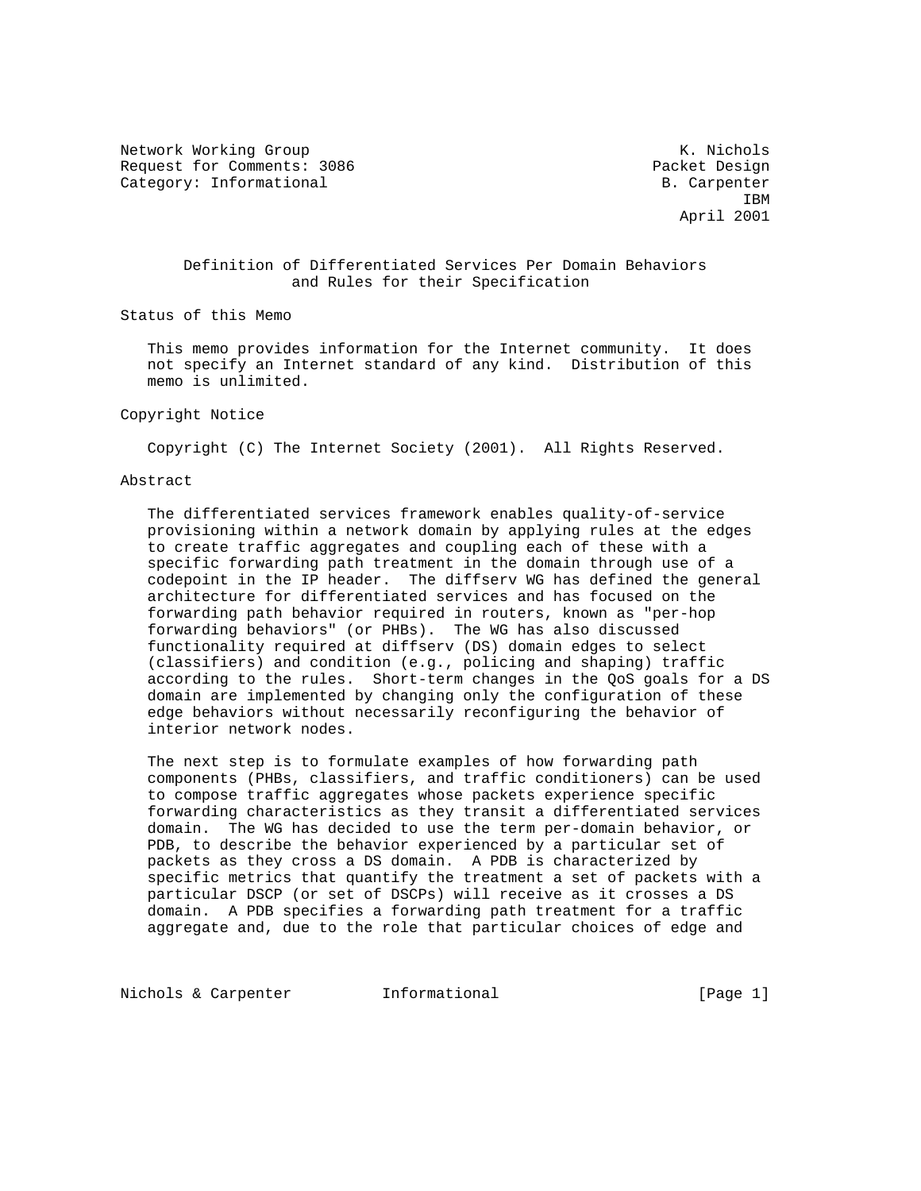Network Working Group K. Nichols
Request for Comments: 3086 Packet Design
Category: Informational B. Carpenter
IBM
April 2001

# Definition of Differentiated Services Per Domain Behaviors and Rules for their Specification

## Status of this Memo

This memo provides information for the Internet community. It does not specify an Internet standard of any kind. Distribution of this memo is unlimited.

## Copyright Notice

Copyright (C) The Internet Society (2001). All Rights Reserved.

## Abstract

The differentiated services framework enables quality-of-service provisioning within a network domain by applying rules at the edges to create traffic aggregates and coupling each of these with a specific forwarding path treatment in the domain through use of a codepoint in the IP header. The diffserv WG has defined the general architecture for differentiated services and has focused on the forwarding path behavior required in routers, known as "per-hop forwarding behaviors" (or PHBs). The WG has also discussed functionality required at diffserv (DS) domain edges to select (classifiers) and condition (e.g., policing and shaping) traffic according to the rules. Short-term changes in the QoS goals for a DS domain are implemented by changing only the configuration of these edge behaviors without necessarily reconfiguring the behavior of interior network nodes.

The next step is to formulate examples of how forwarding path components (PHBs, classifiers, and traffic conditioners) can be used to compose traffic aggregates whose packets experience specific forwarding characteristics as they transit a differentiated services domain. The WG has decided to use the term per-domain behavior, or PDB, to describe the behavior experienced by a particular set of packets as they cross a DS domain. A PDB is characterized by specific metrics that quantify the treatment a set of packets with a particular DSCP (or set of DSCPs) will receive as it crosses a DS domain. A PDB specifies a forwarding path treatment for a traffic aggregate and, due to the role that particular choices of edge and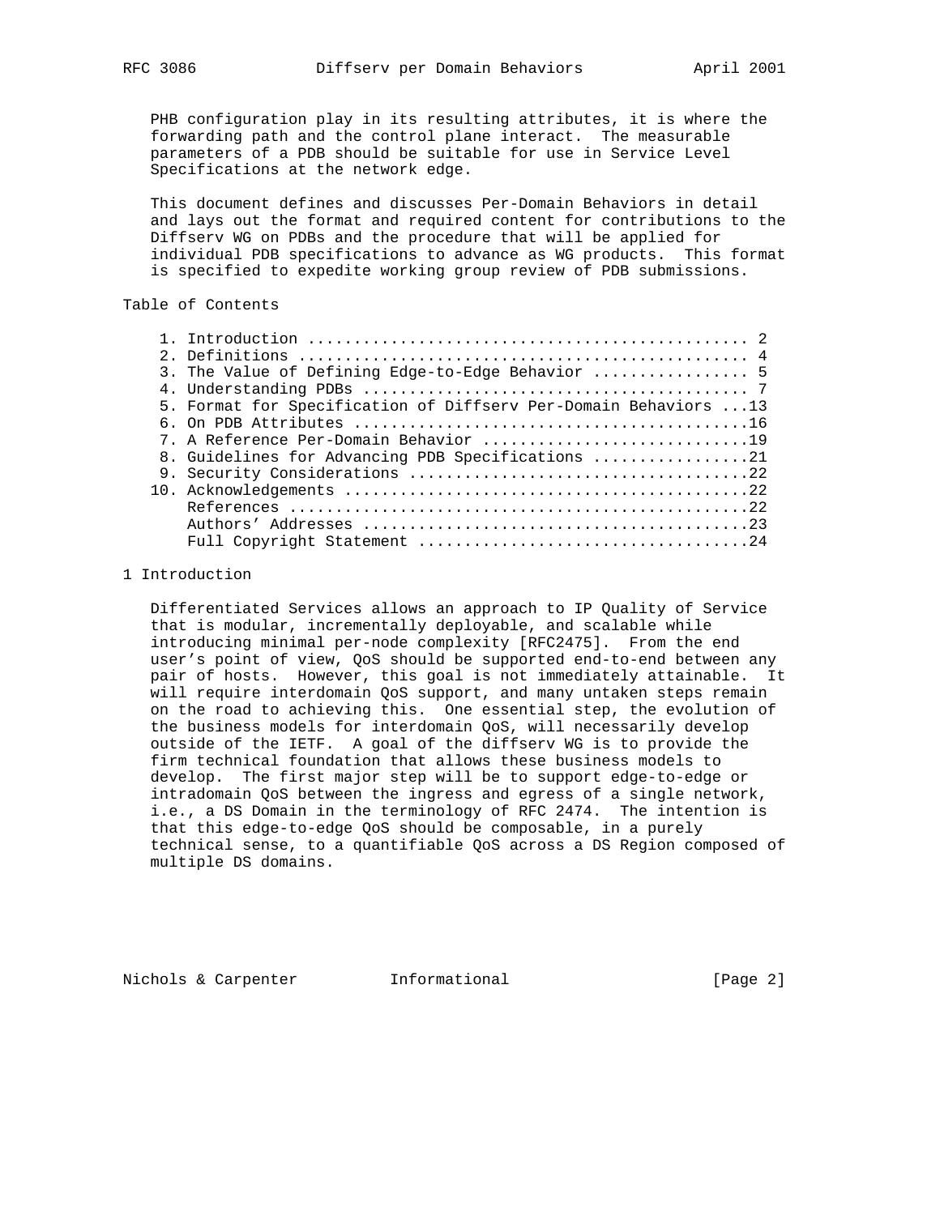PHB configuration play in its resulting attributes, it is where the forwarding path and the control plane interact. The measurable parameters of a PDB should be suitable for use in Service Level Specifications at the network edge.

This document defines and discusses Per-Domain Behaviors in detail and lays out the format and required content for contributions to the Diffserv WG on PDBs and the procedure that will be applied for individual PDB specifications to advance as WG products. This format is specified to expedite working group review of PDB submissions.

## Table of Contents

```
 1. Introduction ................................................ 2
 2. Definitions ................................................. 4
 3. The Value of Defining Edge-to-Edge Behavior ................. 5
 4. Understanding PDBs .......................................... 7
 5. Format for Specification of Diffserv Per-Domain Behaviors ...13
 6. On PDB Attributes ...........................................16
 7. A Reference Per-Domain Behavior .............................19
 8. Guidelines for Advancing PDB Specifications .................21
 9. Security Considerations .....................................22
10. Acknowledgements ............................................22
    References ..................................................22
    Authors' Addresses ..........................................23
    Full Copyright Statement ....................................24
```

## 1 Introduction

Differentiated Services allows an approach to IP Quality of Service that is modular, incrementally deployable, and scalable while introducing minimal per-node complexity [RFC2475]. From the end user's point of view, QoS should be supported end-to-end between any pair of hosts. However, this goal is not immediately attainable. It will require interdomain QoS support, and many untaken steps remain on the road to achieving this. One essential step, the evolution of the business models for interdomain QoS, will necessarily develop outside of the IETF. A goal of the diffserv WG is to provide the firm technical foundation that allows these business models to develop. The first major step will be to support edge-to-edge or intradomain QoS between the ingress and egress of a single network, i.e., a DS Domain in the terminology of RFC 2474. The intention is that this edge-to-edge QoS should be composable, in a purely technical sense, to a quantifiable QoS across a DS Region composed of multiple DS domains.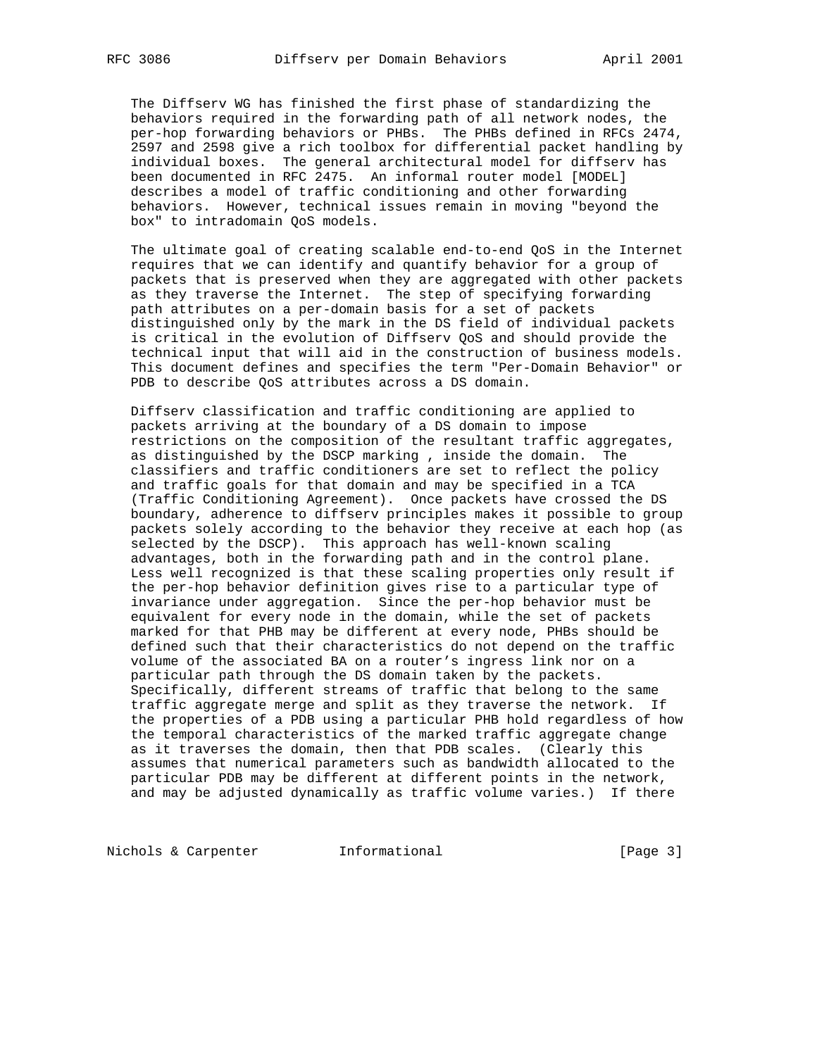The Diffserv WG has finished the first phase of standardizing the behaviors required in the forwarding path of all network nodes, the per-hop forwarding behaviors or PHBs. The PHBs defined in RFCs 2474, 2597 and 2598 give a rich toolbox for differential packet handling by individual boxes. The general architectural model for diffserv has been documented in RFC 2475. An informal router model [MODEL] describes a model of traffic conditioning and other forwarding behaviors. However, technical issues remain in moving "beyond the box" to intradomain QoS models.

The ultimate goal of creating scalable end-to-end QoS in the Internet requires that we can identify and quantify behavior for a group of packets that is preserved when they are aggregated with other packets as they traverse the Internet. The step of specifying forwarding path attributes on a per-domain basis for a set of packets distinguished only by the mark in the DS field of individual packets is critical in the evolution of Diffserv QoS and should provide the technical input that will aid in the construction of business models. This document defines and specifies the term "Per-Domain Behavior" or PDB to describe QoS attributes across a DS domain.

Diffserv classification and traffic conditioning are applied to packets arriving at the boundary of a DS domain to impose restrictions on the composition of the resultant traffic aggregates, as distinguished by the DSCP marking , inside the domain. The classifiers and traffic conditioners are set to reflect the policy and traffic goals for that domain and may be specified in a TCA (Traffic Conditioning Agreement). Once packets have crossed the DS boundary, adherence to diffserv principles makes it possible to group packets solely according to the behavior they receive at each hop (as selected by the DSCP). This approach has well-known scaling advantages, both in the forwarding path and in the control plane. Less well recognized is that these scaling properties only result if the per-hop behavior definition gives rise to a particular type of invariance under aggregation. Since the per-hop behavior must be equivalent for every node in the domain, while the set of packets marked for that PHB may be different at every node, PHBs should be defined such that their characteristics do not depend on the traffic volume of the associated BA on a router's ingress link nor on a particular path through the DS domain taken by the packets. Specifically, different streams of traffic that belong to the same traffic aggregate merge and split as they traverse the network. If the properties of a PDB using a particular PHB hold regardless of how the temporal characteristics of the marked traffic aggregate change as it traverses the domain, then that PDB scales. (Clearly this assumes that numerical parameters such as bandwidth allocated to the particular PDB may be different at different points in the network, and may be adjusted dynamically as traffic volume varies.) If there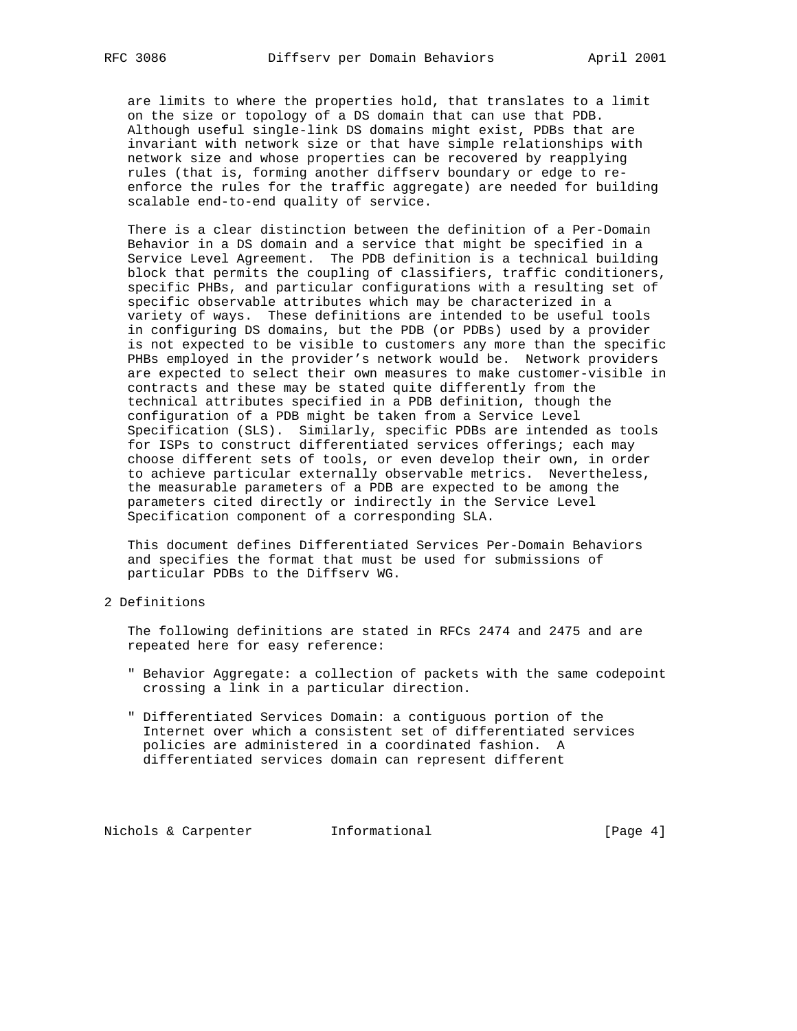are limits to where the properties hold, that translates to a limit on the size or topology of a DS domain that can use that PDB. Although useful single-link DS domains might exist, PDBs that are invariant with network size or that have simple relationships with network size and whose properties can be recovered by reapplying rules (that is, forming another diffserv boundary or edge to re-enforce the rules for the traffic aggregate) are needed for building scalable end-to-end quality of service.

There is a clear distinction between the definition of a Per-Domain Behavior in a DS domain and a service that might be specified in a Service Level Agreement. The PDB definition is a technical building block that permits the coupling of classifiers, traffic conditioners, specific PHBs, and particular configurations with a resulting set of specific observable attributes which may be characterized in a variety of ways. These definitions are intended to be useful tools in configuring DS domains, but the PDB (or PDBs) used by a provider is not expected to be visible to customers any more than the specific PHBs employed in the provider's network would be. Network providers are expected to select their own measures to make customer-visible in contracts and these may be stated quite differently from the technical attributes specified in a PDB definition, though the configuration of a PDB might be taken from a Service Level Specification (SLS). Similarly, specific PDBs are intended as tools for ISPs to construct differentiated services offerings; each may choose different sets of tools, or even develop their own, in order to achieve particular externally observable metrics. Nevertheless, the measurable parameters of a PDB are expected to be among the parameters cited directly or indirectly in the Service Level Specification component of a corresponding SLA.

This document defines Differentiated Services Per-Domain Behaviors and specifies the format that must be used for submissions of particular PDBs to the Diffserv WG.

## 2 Definitions

The following definitions are stated in RFCs 2474 and 2475 and are repeated here for easy reference:

" Behavior Aggregate: a collection of packets with the same codepoint crossing a link in a particular direction.

" Differentiated Services Domain: a contiguous portion of the Internet over which a consistent set of differentiated services policies are administered in a coordinated fashion. A differentiated services domain can represent different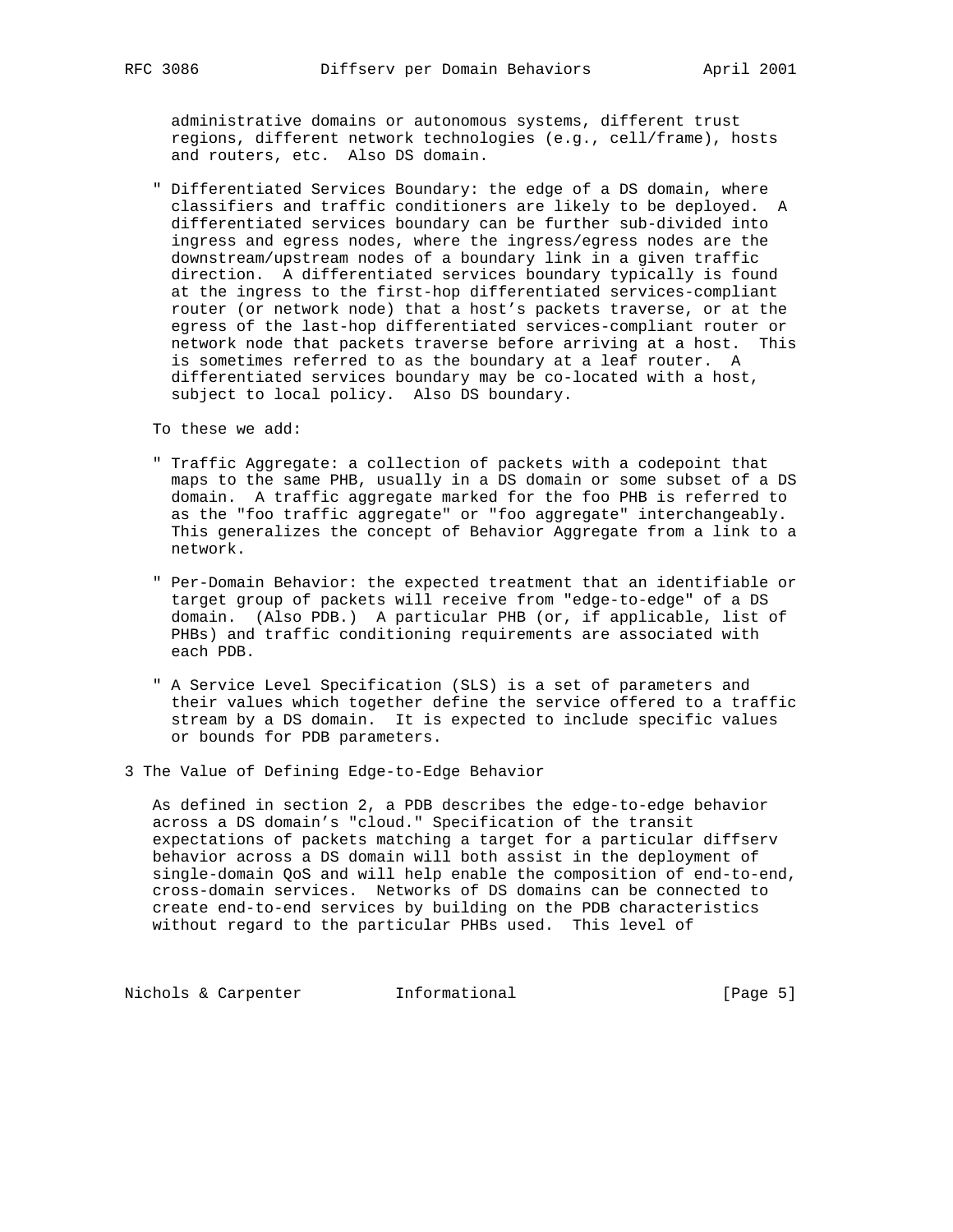administrative domains or autonomous systems, different trust regions, different network technologies (e.g., cell/frame), hosts and routers, etc. Also DS domain.

- Differentiated Services Boundary: the edge of a DS domain, where classifiers and traffic conditioners are likely to be deployed. A differentiated services boundary can be further sub-divided into ingress and egress nodes, where the ingress/egress nodes are the downstream/upstream nodes of a boundary link in a given traffic direction. A differentiated services boundary typically is found at the ingress to the first-hop differentiated services-compliant router (or network node) that a host's packets traverse, or at the egress of the last-hop differentiated services-compliant router or network node that packets traverse before arriving at a host. This is sometimes referred to as the boundary at a leaf router. A differentiated services boundary may be co-located with a host, subject to local policy. Also DS boundary.

To these we add:

- Traffic Aggregate: a collection of packets with a codepoint that maps to the same PHB, usually in a DS domain or some subset of a DS domain. A traffic aggregate marked for the foo PHB is referred to as the "foo traffic aggregate" or "foo aggregate" interchangeably. This generalizes the concept of Behavior Aggregate from a link to a network.

- Per-Domain Behavior: the expected treatment that an identifiable or target group of packets will receive from "edge-to-edge" of a DS domain. (Also PDB.) A particular PHB (or, if applicable, list of PHBs) and traffic conditioning requirements are associated with each PDB.

- A Service Level Specification (SLS) is a set of parameters and their values which together define the service offered to a traffic stream by a DS domain. It is expected to include specific values or bounds for PDB parameters.

## 3 The Value of Defining Edge-to-Edge Behavior

As defined in section 2, a PDB describes the edge-to-edge behavior across a DS domain's "cloud." Specification of the transit expectations of packets matching a target for a particular diffserv behavior across a DS domain will both assist in the deployment of single-domain QoS and will help enable the composition of end-to-end, cross-domain services. Networks of DS domains can be connected to create end-to-end services by building on the PDB characteristics without regard to the particular PHBs used. This level of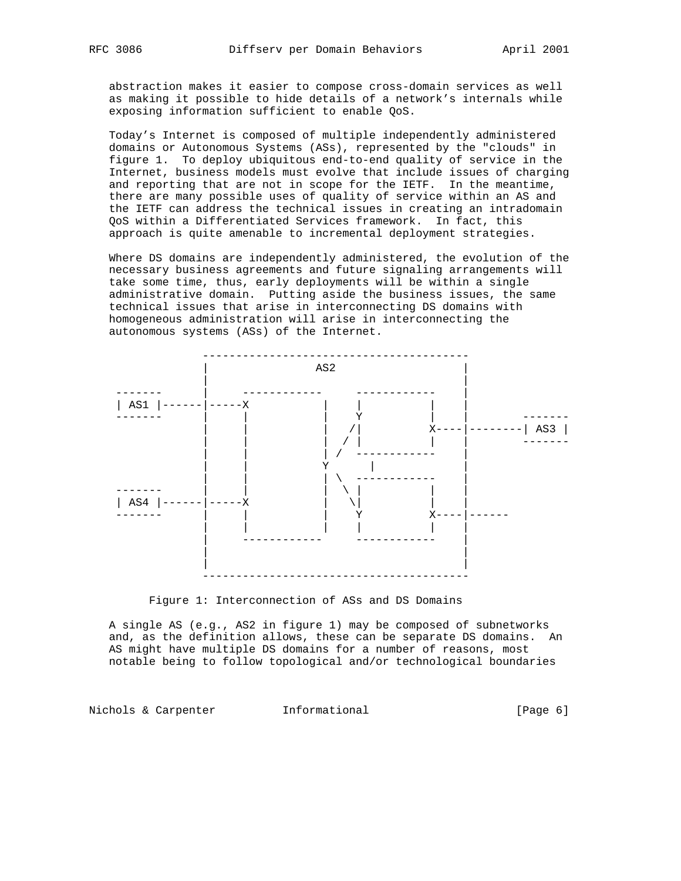abstraction makes it easier to compose cross-domain services as well as making it possible to hide details of a network's internals while exposing information sufficient to enable QoS.

Today's Internet is composed of multiple independently administered domains or Autonomous Systems (ASs), represented by the "clouds" in figure 1. To deploy ubiquitous end-to-end quality of service in the Internet, business models must evolve that include issues of charging and reporting that are not in scope for the IETF. In the meantime, there are many possible uses of quality of service within an AS and the IETF can address the technical issues in creating an intradomain QoS within a Differentiated Services framework. In fact, this approach is quite amenable to incremental deployment strategies.

Where DS domains are independently administered, the evolution of the necessary business agreements and future signaling arrangements will take some time, thus, early deployments will be within a single administrative domain. Putting aside the business issues, the same technical issues that arise in interconnecting DS domains with homogeneous administration will arise in interconnecting the autonomous systems (ASs) of the Internet.

```
                  ---------------------------------------
                 |                AS2                    |
                 |                                       |
   -------       |      ------------     ------------    |
  | AS1 |------|-----X          |     |          |    |
   -------       |      |           |     Y          |    |        -------
                 |      |           |    /|          X----|--------| AS3 |
                 |      |           |   / |          |    |        -------
                 |      |           |  /  ------------    |
                 |      |           Y        |            |
                 |      |           |  \  ------------    |
   -------       |      |           |   \ |          |    |
  | AS4 |------|-----X          |    \|          |    |
   -------       |      |           |     Y          X----|------
                 |      |           |     |          |    |
                 |      ------------     ------------    |
                 |                                       |
                 |                                       |
                  ---------------------------------------
```

Figure 1: Interconnection of ASs and DS Domains

A single AS (e.g., AS2 in figure 1) may be composed of subnetworks and, as the definition allows, these can be separate DS domains. An AS might have multiple DS domains for a number of reasons, most notable being to follow topological and/or technological boundaries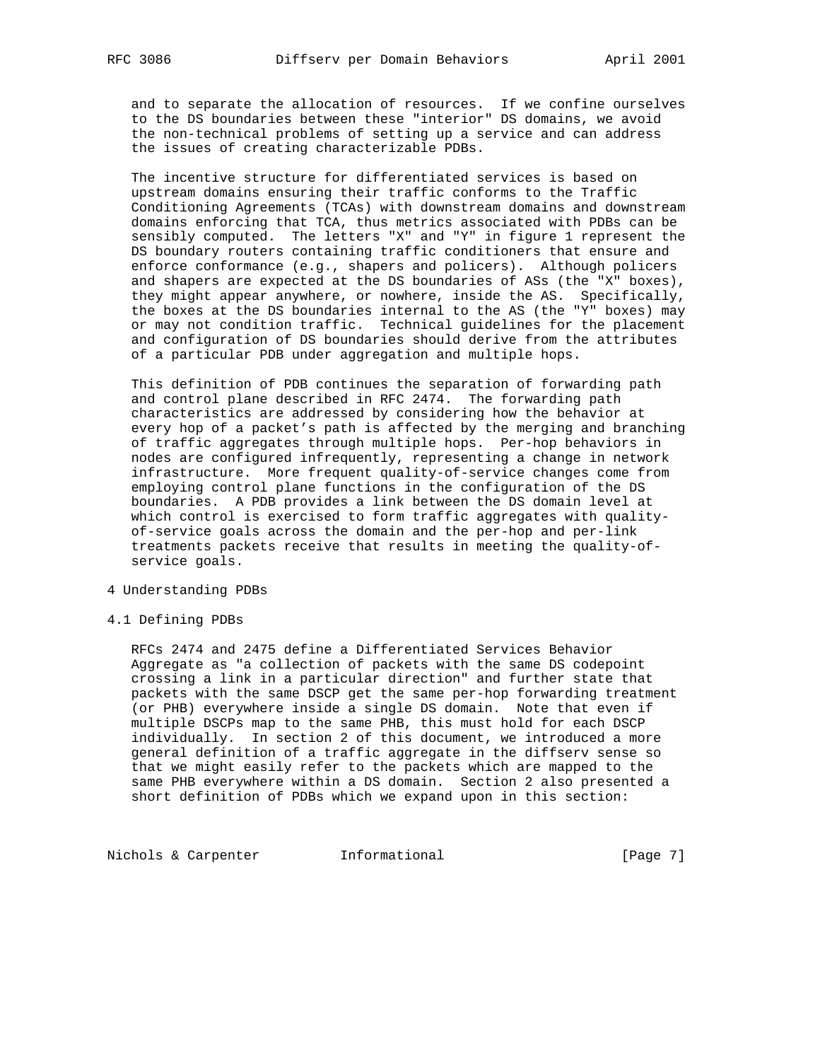and to separate the allocation of resources. If we confine ourselves to the DS boundaries between these "interior" DS domains, we avoid the non-technical problems of setting up a service and can address the issues of creating characterizable PDBs.

The incentive structure for differentiated services is based on upstream domains ensuring their traffic conforms to the Traffic Conditioning Agreements (TCAs) with downstream domains and downstream domains enforcing that TCA, thus metrics associated with PDBs can be sensibly computed. The letters "X" and "Y" in figure 1 represent the DS boundary routers containing traffic conditioners that ensure and enforce conformance (e.g., shapers and policers). Although policers and shapers are expected at the DS boundaries of ASs (the "X" boxes), they might appear anywhere, or nowhere, inside the AS. Specifically, the boxes at the DS boundaries internal to the AS (the "Y" boxes) may or may not condition traffic. Technical guidelines for the placement and configuration of DS boundaries should derive from the attributes of a particular PDB under aggregation and multiple hops.

This definition of PDB continues the separation of forwarding path and control plane described in RFC 2474. The forwarding path characteristics are addressed by considering how the behavior at every hop of a packet's path is affected by the merging and branching of traffic aggregates through multiple hops. Per-hop behaviors in nodes are configured infrequently, representing a change in network infrastructure. More frequent quality-of-service changes come from employing control plane functions in the configuration of the DS boundaries. A PDB provides a link between the DS domain level at which control is exercised to form traffic aggregates with quality-of-service goals across the domain and the per-hop and per-link treatments packets receive that results in meeting the quality-of-service goals.

## 4 Understanding PDBs

### 4.1 Defining PDBs

RFCs 2474 and 2475 define a Differentiated Services Behavior Aggregate as "a collection of packets with the same DS codepoint crossing a link in a particular direction" and further state that packets with the same DSCP get the same per-hop forwarding treatment (or PHB) everywhere inside a single DS domain. Note that even if multiple DSCPs map to the same PHB, this must hold for each DSCP individually. In section 2 of this document, we introduced a more general definition of a traffic aggregate in the diffserv sense so that we might easily refer to the packets which are mapped to the same PHB everywhere within a DS domain. Section 2 also presented a short definition of PDBs which we expand upon in this section: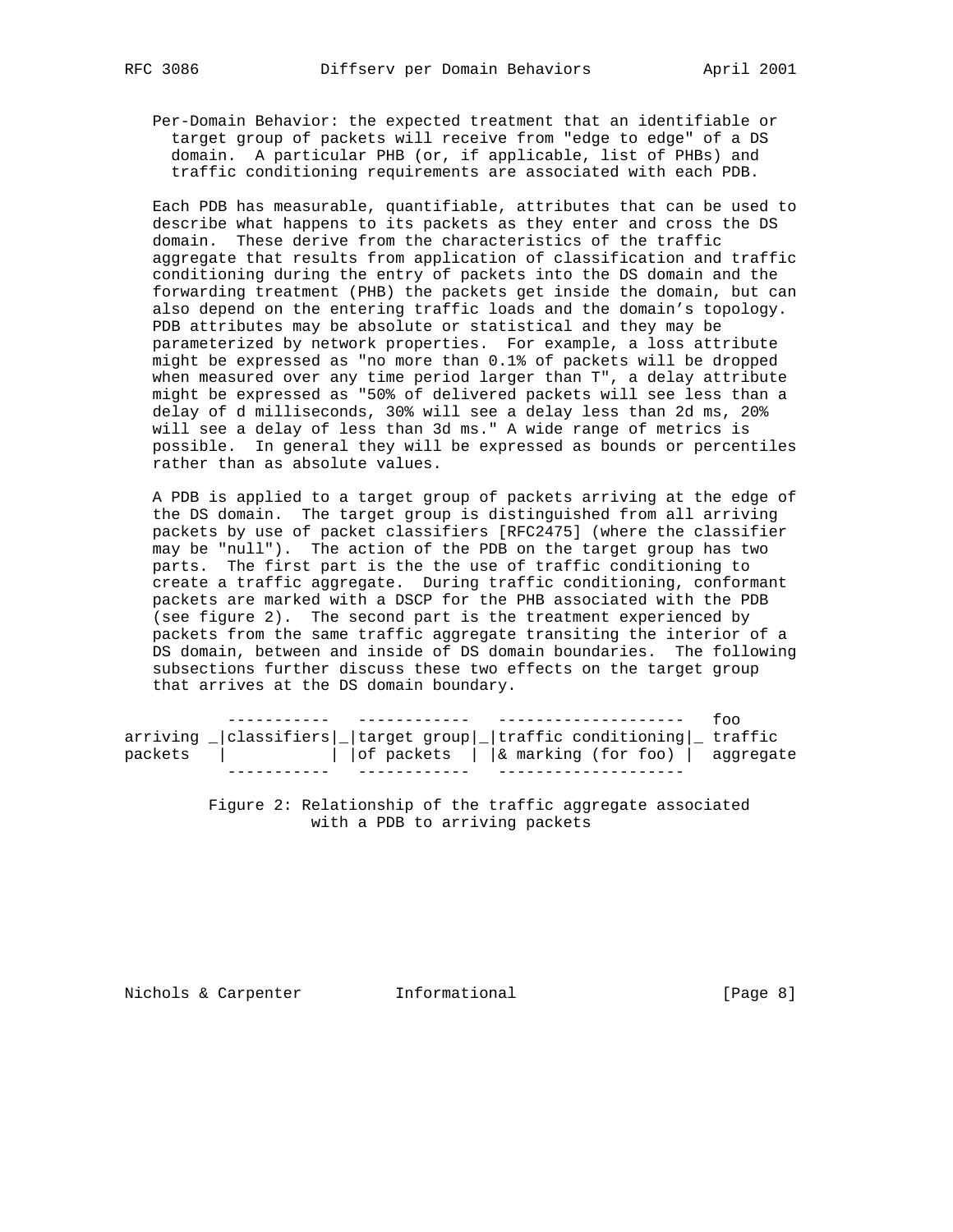Per-Domain Behavior: the expected treatment that an identifiable or target group of packets will receive from "edge to edge" of a DS domain. A particular PHB (or, if applicable, list of PHBs) and traffic conditioning requirements are associated with each PDB.

Each PDB has measurable, quantifiable, attributes that can be used to describe what happens to its packets as they enter and cross the DS domain. These derive from the characteristics of the traffic aggregate that results from application of classification and traffic conditioning during the entry of packets into the DS domain and the forwarding treatment (PHB) the packets get inside the domain, but can also depend on the entering traffic loads and the domain's topology. PDB attributes may be absolute or statistical and they may be parameterized by network properties. For example, a loss attribute might be expressed as "no more than 0.1% of packets will be dropped when measured over any time period larger than T", a delay attribute might be expressed as "50% of delivered packets will see less than a delay of d milliseconds, 30% will see a delay less than 2d ms, 20% will see a delay of less than 3d ms." A wide range of metrics is possible. In general they will be expressed as bounds or percentiles rather than as absolute values.

A PDB is applied to a target group of packets arriving at the edge of the DS domain. The target group is distinguished from all arriving packets by use of packet classifiers [RFC2475] (where the classifier may be "null"). The action of the PDB on the target group has two parts. The first part is the the use of traffic conditioning to create a traffic aggregate. During traffic conditioning, conformant packets are marked with a DSCP for the PHB associated with the PDB (see figure 2). The second part is the treatment experienced by packets from the same traffic aggregate transiting the interior of a DS domain, between and inside of DS domain boundaries. The following subsections further discuss these two effects on the target group that arrives at the DS domain boundary.

```
           -----------   ------------   --------------------   foo
arriving _|classifiers|_|target group|_|traffic conditioning|_ traffic
packets   |           | |of packets  | |& marking (for foo) |  aggregate
           -----------   ------------   --------------------
```

Figure 2: Relationship of the traffic aggregate associated with a PDB to arriving packets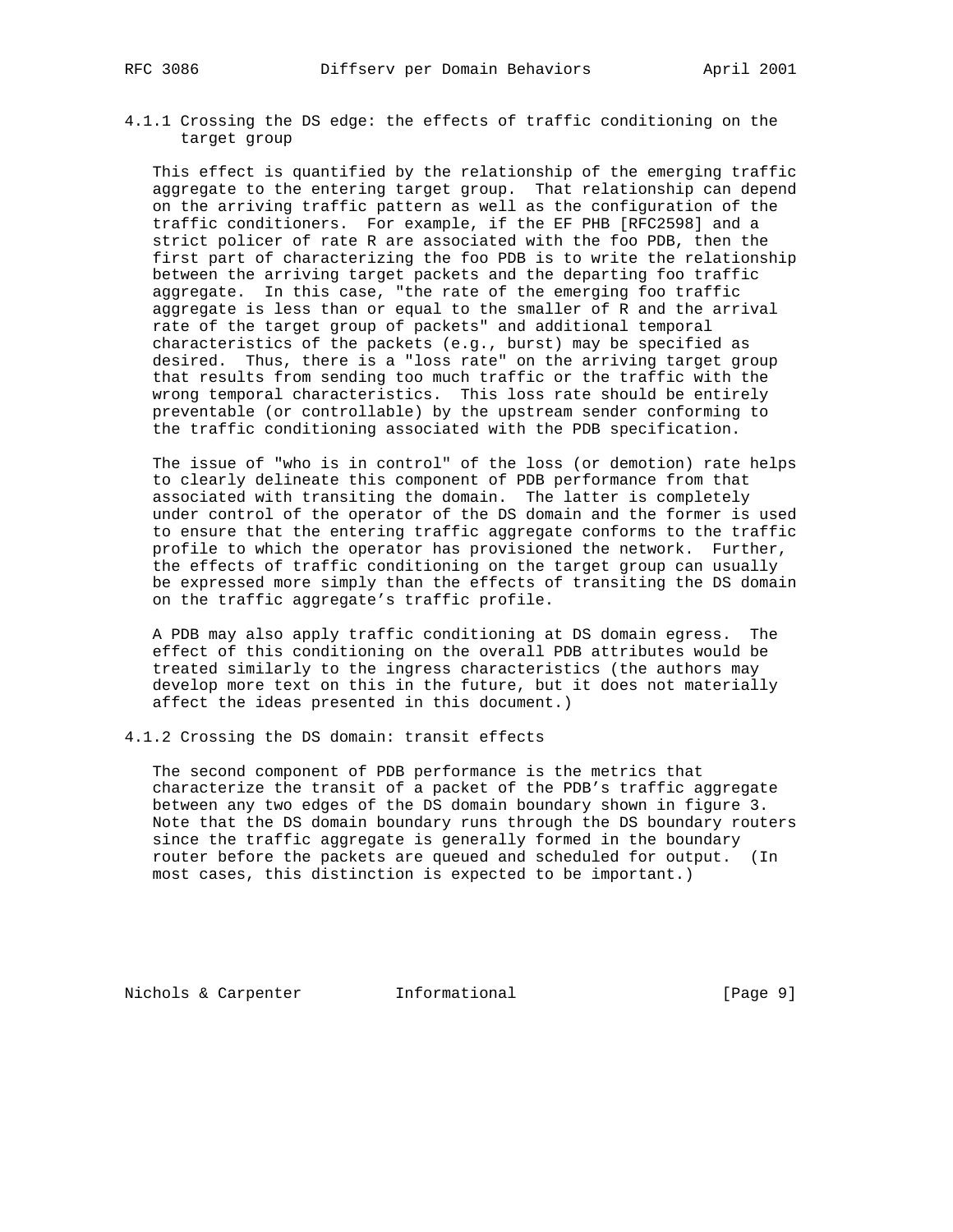### 4.1.1 Crossing the DS edge: the effects of traffic conditioning on the target group

This effect is quantified by the relationship of the emerging traffic aggregate to the entering target group. That relationship can depend on the arriving traffic pattern as well as the configuration of the traffic conditioners. For example, if the EF PHB [RFC2598] and a strict policer of rate R are associated with the foo PDB, then the first part of characterizing the foo PDB is to write the relationship between the arriving target packets and the departing foo traffic aggregate. In this case, "the rate of the emerging foo traffic aggregate is less than or equal to the smaller of R and the arrival rate of the target group of packets" and additional temporal characteristics of the packets (e.g., burst) may be specified as desired. Thus, there is a "loss rate" on the arriving target group that results from sending too much traffic or the traffic with the wrong temporal characteristics. This loss rate should be entirely preventable (or controllable) by the upstream sender conforming to the traffic conditioning associated with the PDB specification.

The issue of "who is in control" of the loss (or demotion) rate helps to clearly delineate this component of PDB performance from that associated with transiting the domain. The latter is completely under control of the operator of the DS domain and the former is used to ensure that the entering traffic aggregate conforms to the traffic profile to which the operator has provisioned the network. Further, the effects of traffic conditioning on the target group can usually be expressed more simply than the effects of transiting the DS domain on the traffic aggregate's traffic profile.

A PDB may also apply traffic conditioning at DS domain egress. The effect of this conditioning on the overall PDB attributes would be treated similarly to the ingress characteristics (the authors may develop more text on this in the future, but it does not materially affect the ideas presented in this document.)

### 4.1.2 Crossing the DS domain: transit effects

The second component of PDB performance is the metrics that characterize the transit of a packet of the PDB's traffic aggregate between any two edges of the DS domain boundary shown in figure 3. Note that the DS domain boundary runs through the DS boundary routers since the traffic aggregate is generally formed in the boundary router before the packets are queued and scheduled for output. (In most cases, this distinction is expected to be important.)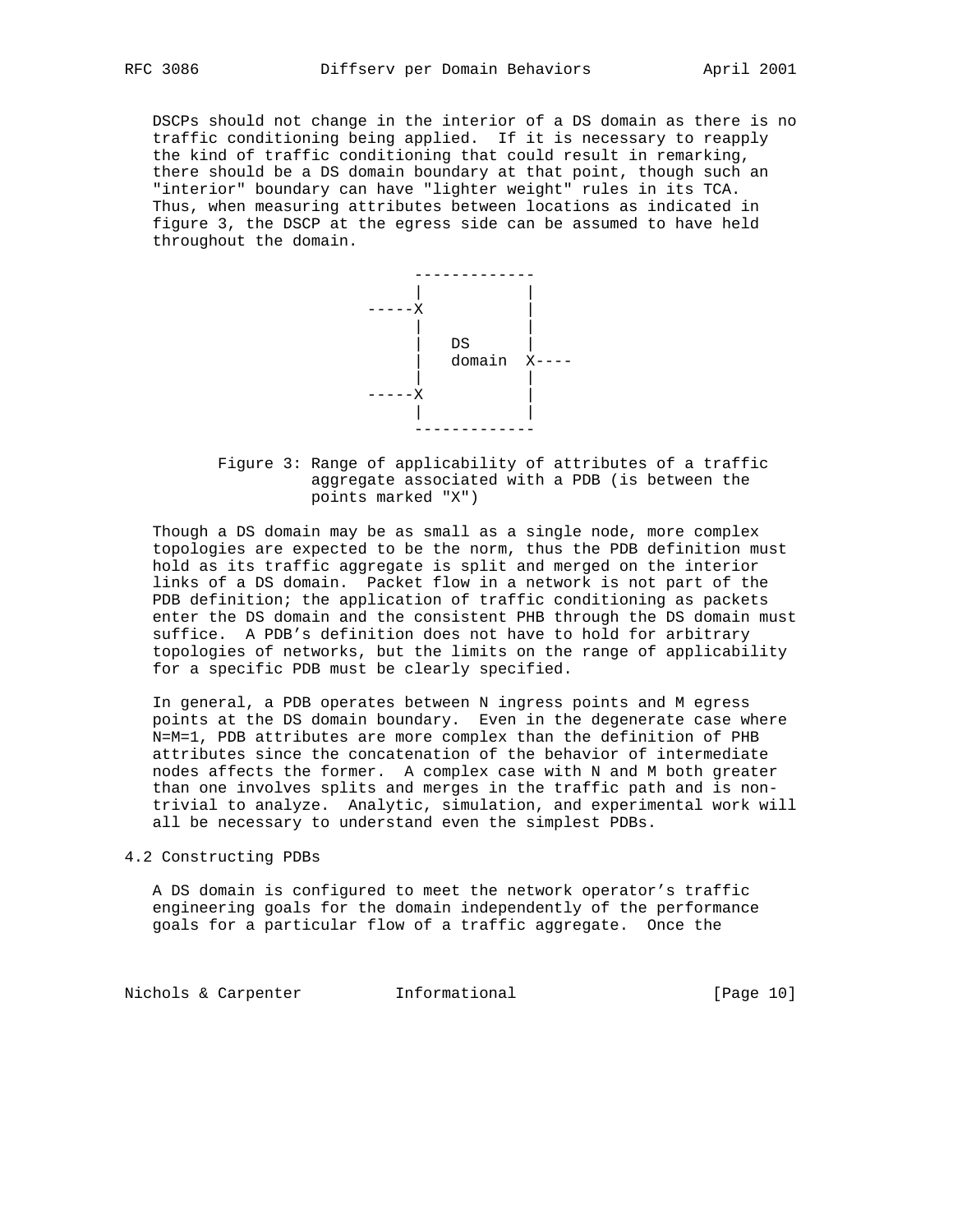DSCPs should not change in the interior of a DS domain as there is no traffic conditioning being applied. If it is necessary to reapply the kind of traffic conditioning that could result in remarking, there should be a DS domain boundary at that point, though such an "interior" boundary can have "lighter weight" rules in its TCA. Thus, when measuring attributes between locations as indicated in figure 3, the DSCP at the egress side can be assumed to have held throughout the domain.

```
                     -------------
                     |           |
                -----X           |
                     |           |
                     |   DS      |
                     |   domain  X----
                     |           |
                -----X           |
                     |           |
                     -------------
```

Figure 3: Range of applicability of attributes of a traffic aggregate associated with a PDB (is between the points marked "X")

Though a DS domain may be as small as a single node, more complex topologies are expected to be the norm, thus the PDB definition must hold as its traffic aggregate is split and merged on the interior links of a DS domain. Packet flow in a network is not part of the PDB definition; the application of traffic conditioning as packets enter the DS domain and the consistent PHB through the DS domain must suffice. A PDB's definition does not have to hold for arbitrary topologies of networks, but the limits on the range of applicability for a specific PDB must be clearly specified.

In general, a PDB operates between N ingress points and M egress points at the DS domain boundary. Even in the degenerate case where N=M=1, PDB attributes are more complex than the definition of PHB attributes since the concatenation of the behavior of intermediate nodes affects the former. A complex case with N and M both greater than one involves splits and merges in the traffic path and is non-trivial to analyze. Analytic, simulation, and experimental work will all be necessary to understand even the simplest PDBs.

## 4.2 Constructing PDBs

A DS domain is configured to meet the network operator's traffic engineering goals for the domain independently of the performance goals for a particular flow of a traffic aggregate. Once the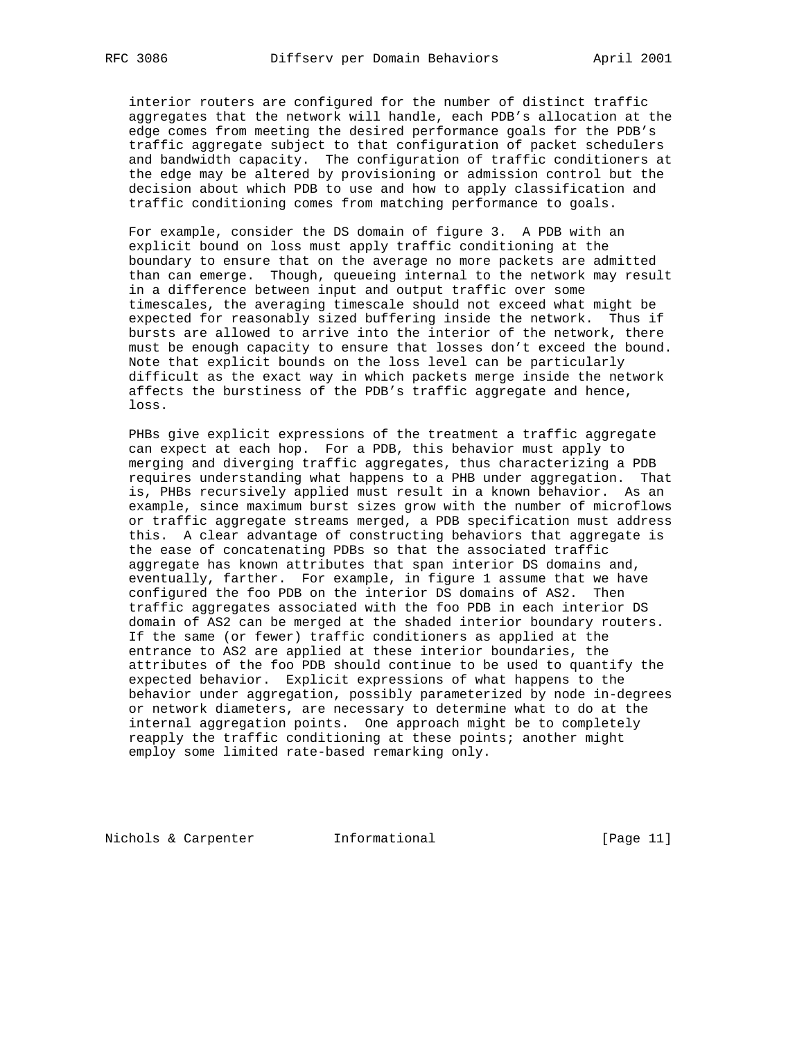interior routers are configured for the number of distinct traffic aggregates that the network will handle, each PDB's allocation at the edge comes from meeting the desired performance goals for the PDB's traffic aggregate subject to that configuration of packet schedulers and bandwidth capacity. The configuration of traffic conditioners at the edge may be altered by provisioning or admission control but the decision about which PDB to use and how to apply classification and traffic conditioning comes from matching performance to goals.

For example, consider the DS domain of figure 3. A PDB with an explicit bound on loss must apply traffic conditioning at the boundary to ensure that on the average no more packets are admitted than can emerge. Though, queueing internal to the network may result in a difference between input and output traffic over some timescales, the averaging timescale should not exceed what might be expected for reasonably sized buffering inside the network. Thus if bursts are allowed to arrive into the interior of the network, there must be enough capacity to ensure that losses don't exceed the bound. Note that explicit bounds on the loss level can be particularly difficult as the exact way in which packets merge inside the network affects the burstiness of the PDB's traffic aggregate and hence, loss.

PHBs give explicit expressions of the treatment a traffic aggregate can expect at each hop. For a PDB, this behavior must apply to merging and diverging traffic aggregates, thus characterizing a PDB requires understanding what happens to a PHB under aggregation. That is, PHBs recursively applied must result in a known behavior. As an example, since maximum burst sizes grow with the number of microflows or traffic aggregate streams merged, a PDB specification must address this. A clear advantage of constructing behaviors that aggregate is the ease of concatenating PDBs so that the associated traffic aggregate has known attributes that span interior DS domains and, eventually, farther. For example, in figure 1 assume that we have configured the foo PDB on the interior DS domains of AS2. Then traffic aggregates associated with the foo PDB in each interior DS domain of AS2 can be merged at the shaded interior boundary routers. If the same (or fewer) traffic conditioners as applied at the entrance to AS2 are applied at these interior boundaries, the attributes of the foo PDB should continue to be used to quantify the expected behavior. Explicit expressions of what happens to the behavior under aggregation, possibly parameterized by node in-degrees or network diameters, are necessary to determine what to do at the internal aggregation points. One approach might be to completely reapply the traffic conditioning at these points; another might employ some limited rate-based remarking only.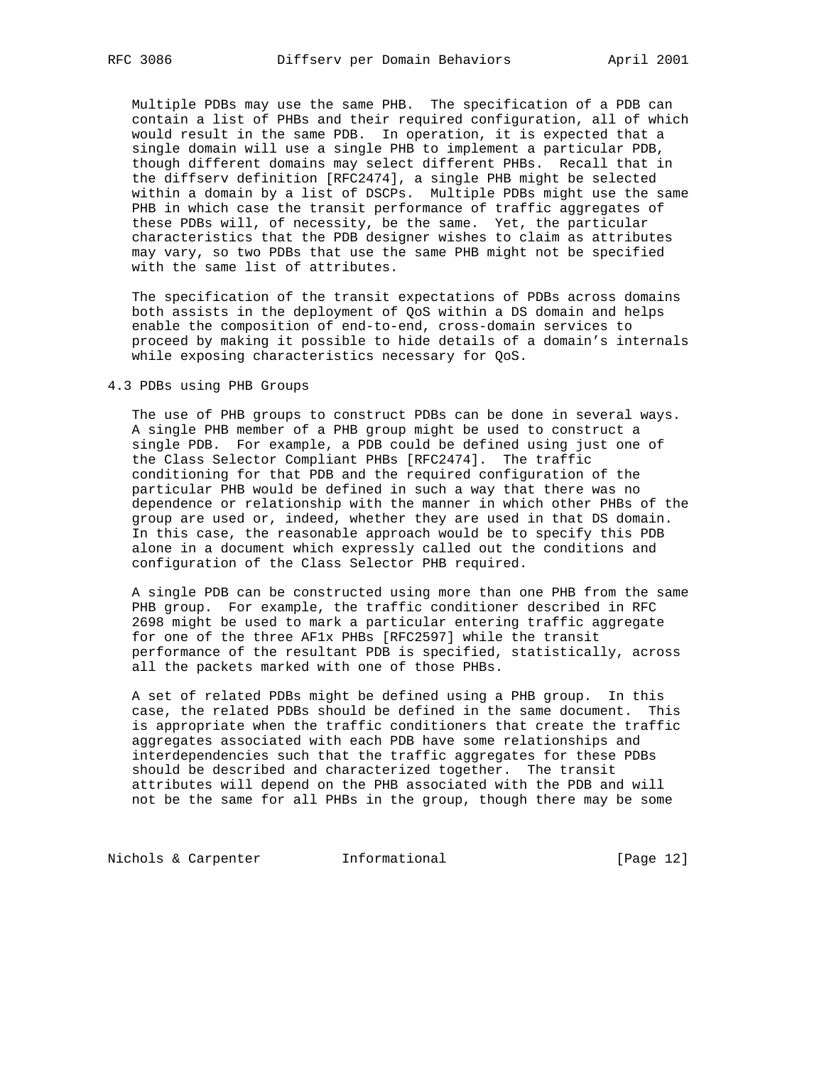Multiple PDBs may use the same PHB. The specification of a PDB can contain a list of PHBs and their required configuration, all of which would result in the same PDB. In operation, it is expected that a single domain will use a single PHB to implement a particular PDB, though different domains may select different PHBs. Recall that in the diffserv definition [RFC2474], a single PHB might be selected within a domain by a list of DSCPs. Multiple PDBs might use the same PHB in which case the transit performance of traffic aggregates of these PDBs will, of necessity, be the same. Yet, the particular characteristics that the PDB designer wishes to claim as attributes may vary, so two PDBs that use the same PHB might not be specified with the same list of attributes.

The specification of the transit expectations of PDBs across domains both assists in the deployment of QoS within a DS domain and helps enable the composition of end-to-end, cross-domain services to proceed by making it possible to hide details of a domain's internals while exposing characteristics necessary for QoS.

### 4.3 PDBs using PHB Groups

The use of PHB groups to construct PDBs can be done in several ways. A single PHB member of a PHB group might be used to construct a single PDB. For example, a PDB could be defined using just one of the Class Selector Compliant PHBs [RFC2474]. The traffic conditioning for that PDB and the required configuration of the particular PHB would be defined in such a way that there was no dependence or relationship with the manner in which other PHBs of the group are used or, indeed, whether they are used in that DS domain. In this case, the reasonable approach would be to specify this PDB alone in a document which expressly called out the conditions and configuration of the Class Selector PHB required.

A single PDB can be constructed using more than one PHB from the same PHB group. For example, the traffic conditioner described in RFC 2698 might be used to mark a particular entering traffic aggregate for one of the three AF1x PHBs [RFC2597] while the transit performance of the resultant PDB is specified, statistically, across all the packets marked with one of those PHBs.

A set of related PDBs might be defined using a PHB group. In this case, the related PDBs should be defined in the same document. This is appropriate when the traffic conditioners that create the traffic aggregates associated with each PDB have some relationships and interdependencies such that the traffic aggregates for these PDBs should be described and characterized together. The transit attributes will depend on the PHB associated with the PDB and will not be the same for all PHBs in the group, though there may be some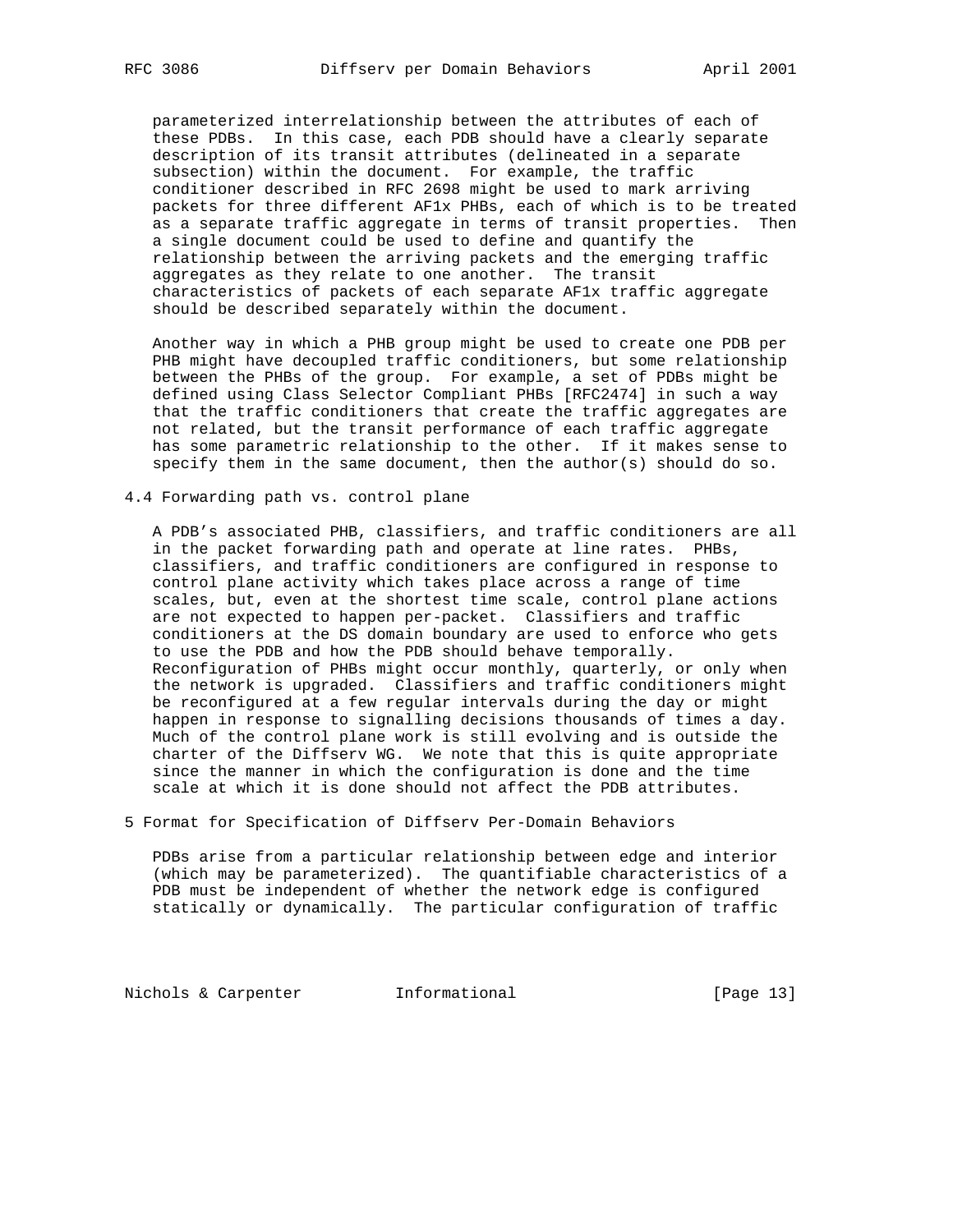parameterized interrelationship between the attributes of each of these PDBs. In this case, each PDB should have a clearly separate description of its transit attributes (delineated in a separate subsection) within the document. For example, the traffic conditioner described in RFC 2698 might be used to mark arriving packets for three different AF1x PHBs, each of which is to be treated as a separate traffic aggregate in terms of transit properties. Then a single document could be used to define and quantify the relationship between the arriving packets and the emerging traffic aggregates as they relate to one another. The transit characteristics of packets of each separate AF1x traffic aggregate should be described separately within the document.

Another way in which a PHB group might be used to create one PDB per PHB might have decoupled traffic conditioners, but some relationship between the PHBs of the group. For example, a set of PDBs might be defined using Class Selector Compliant PHBs [RFC2474] in such a way that the traffic conditioners that create the traffic aggregates are not related, but the transit performance of each traffic aggregate has some parametric relationship to the other. If it makes sense to specify them in the same document, then the author(s) should do so.

### 4.4 Forwarding path vs. control plane

A PDB's associated PHB, classifiers, and traffic conditioners are all in the packet forwarding path and operate at line rates. PHBs, classifiers, and traffic conditioners are configured in response to control plane activity which takes place across a range of time scales, but, even at the shortest time scale, control plane actions are not expected to happen per-packet. Classifiers and traffic conditioners at the DS domain boundary are used to enforce who gets to use the PDB and how the PDB should behave temporally. Reconfiguration of PHBs might occur monthly, quarterly, or only when the network is upgraded. Classifiers and traffic conditioners might be reconfigured at a few regular intervals during the day or might happen in response to signalling decisions thousands of times a day. Much of the control plane work is still evolving and is outside the charter of the Diffserv WG. We note that this is quite appropriate since the manner in which the configuration is done and the time scale at which it is done should not affect the PDB attributes.

## 5 Format for Specification of Diffserv Per-Domain Behaviors

PDBs arise from a particular relationship between edge and interior (which may be parameterized). The quantifiable characteristics of a PDB must be independent of whether the network edge is configured statically or dynamically. The particular configuration of traffic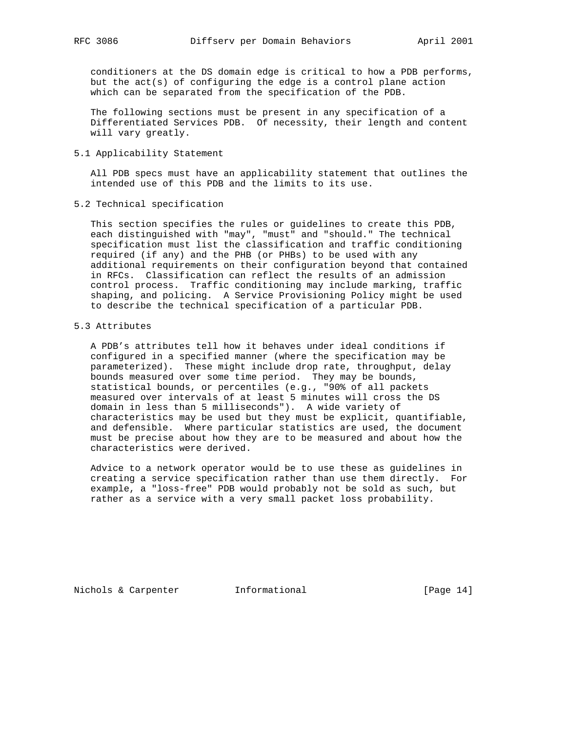conditioners at the DS domain edge is critical to how a PDB performs, but the act(s) of configuring the edge is a control plane action which can be separated from the specification of the PDB.

The following sections must be present in any specification of a Differentiated Services PDB. Of necessity, their length and content will vary greatly.

## 5.1 Applicability Statement

All PDB specs must have an applicability statement that outlines the intended use of this PDB and the limits to its use.

## 5.2 Technical specification

This section specifies the rules or guidelines to create this PDB, each distinguished with "may", "must" and "should." The technical specification must list the classification and traffic conditioning required (if any) and the PHB (or PHBs) to be used with any additional requirements on their configuration beyond that contained in RFCs. Classification can reflect the results of an admission control process. Traffic conditioning may include marking, traffic shaping, and policing. A Service Provisioning Policy might be used to describe the technical specification of a particular PDB.

## 5.3 Attributes

A PDB's attributes tell how it behaves under ideal conditions if configured in a specified manner (where the specification may be parameterized). These might include drop rate, throughput, delay bounds measured over some time period. They may be bounds, statistical bounds, or percentiles (e.g., "90% of all packets measured over intervals of at least 5 minutes will cross the DS domain in less than 5 milliseconds"). A wide variety of characteristics may be used but they must be explicit, quantifiable, and defensible. Where particular statistics are used, the document must be precise about how they are to be measured and about how the characteristics were derived.

Advice to a network operator would be to use these as guidelines in creating a service specification rather than use them directly. For example, a "loss-free" PDB would probably not be sold as such, but rather as a service with a very small packet loss probability.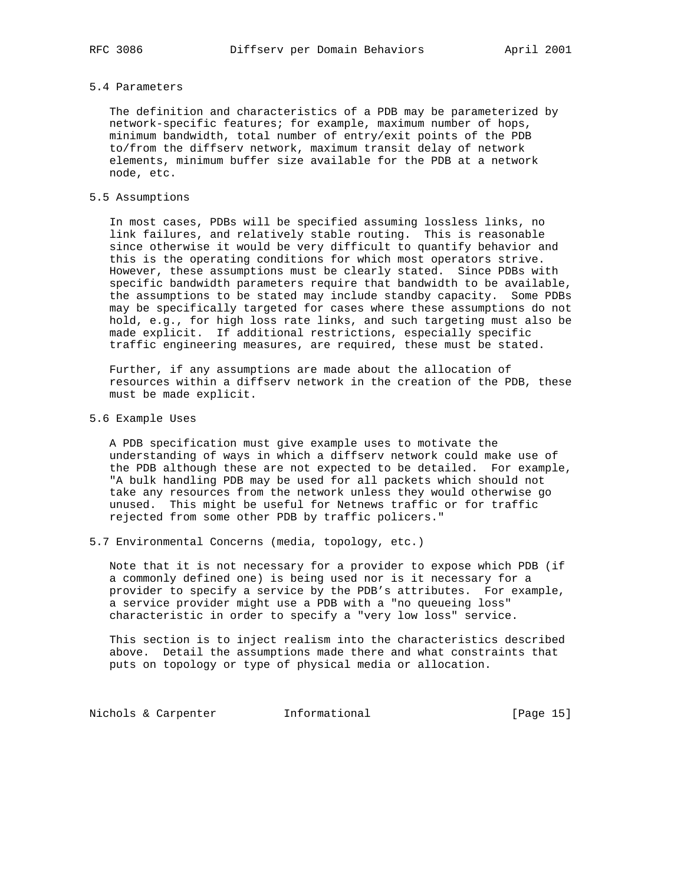### 5.4 Parameters

The definition and characteristics of a PDB may be parameterized by network-specific features; for example, maximum number of hops, minimum bandwidth, total number of entry/exit points of the PDB to/from the diffserv network, maximum transit delay of network elements, minimum buffer size available for the PDB at a network node, etc.

### 5.5 Assumptions

In most cases, PDBs will be specified assuming lossless links, no link failures, and relatively stable routing. This is reasonable since otherwise it would be very difficult to quantify behavior and this is the operating conditions for which most operators strive. However, these assumptions must be clearly stated. Since PDBs with specific bandwidth parameters require that bandwidth to be available, the assumptions to be stated may include standby capacity. Some PDBs may be specifically targeted for cases where these assumptions do not hold, e.g., for high loss rate links, and such targeting must also be made explicit. If additional restrictions, especially specific traffic engineering measures, are required, these must be stated.

Further, if any assumptions are made about the allocation of resources within a diffserv network in the creation of the PDB, these must be made explicit.

### 5.6 Example Uses

A PDB specification must give example uses to motivate the understanding of ways in which a diffserv network could make use of the PDB although these are not expected to be detailed. For example, "A bulk handling PDB may be used for all packets which should not take any resources from the network unless they would otherwise go unused. This might be useful for Netnews traffic or for traffic rejected from some other PDB by traffic policers."

### 5.7 Environmental Concerns (media, topology, etc.)

Note that it is not necessary for a provider to expose which PDB (if a commonly defined one) is being used nor is it necessary for a provider to specify a service by the PDB's attributes. For example, a service provider might use a PDB with a "no queueing loss" characteristic in order to specify a "very low loss" service.

This section is to inject realism into the characteristics described above. Detail the assumptions made there and what constraints that puts on topology or type of physical media or allocation.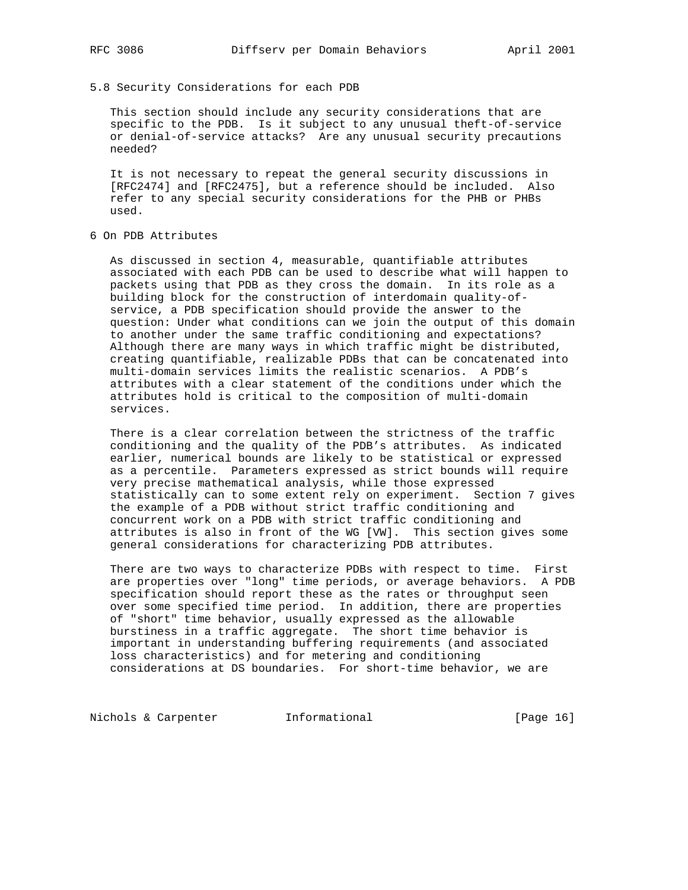### 5.8 Security Considerations for each PDB

This section should include any security considerations that are specific to the PDB. Is it subject to any unusual theft-of-service or denial-of-service attacks? Are any unusual security precautions needed?

It is not necessary to repeat the general security discussions in [RFC2474] and [RFC2475], but a reference should be included. Also refer to any special security considerations for the PHB or PHBs used.

## 6 On PDB Attributes

As discussed in section 4, measurable, quantifiable attributes associated with each PDB can be used to describe what will happen to packets using that PDB as they cross the domain. In its role as a building block for the construction of interdomain quality-of-service, a PDB specification should provide the answer to the question: Under what conditions can we join the output of this domain to another under the same traffic conditioning and expectations? Although there are many ways in which traffic might be distributed, creating quantifiable, realizable PDBs that can be concatenated into multi-domain services limits the realistic scenarios. A PDB's attributes with a clear statement of the conditions under which the attributes hold is critical to the composition of multi-domain services.

There is a clear correlation between the strictness of the traffic conditioning and the quality of the PDB's attributes. As indicated earlier, numerical bounds are likely to be statistical or expressed as a percentile. Parameters expressed as strict bounds will require very precise mathematical analysis, while those expressed statistically can to some extent rely on experiment. Section 7 gives the example of a PDB without strict traffic conditioning and concurrent work on a PDB with strict traffic conditioning and attributes is also in front of the WG [VW]. This section gives some general considerations for characterizing PDB attributes.

There are two ways to characterize PDBs with respect to time. First are properties over "long" time periods, or average behaviors. A PDB specification should report these as the rates or throughput seen over some specified time period. In addition, there are properties of "short" time behavior, usually expressed as the allowable burstiness in a traffic aggregate. The short time behavior is important in understanding buffering requirements (and associated loss characteristics) and for metering and conditioning considerations at DS boundaries. For short-time behavior, we are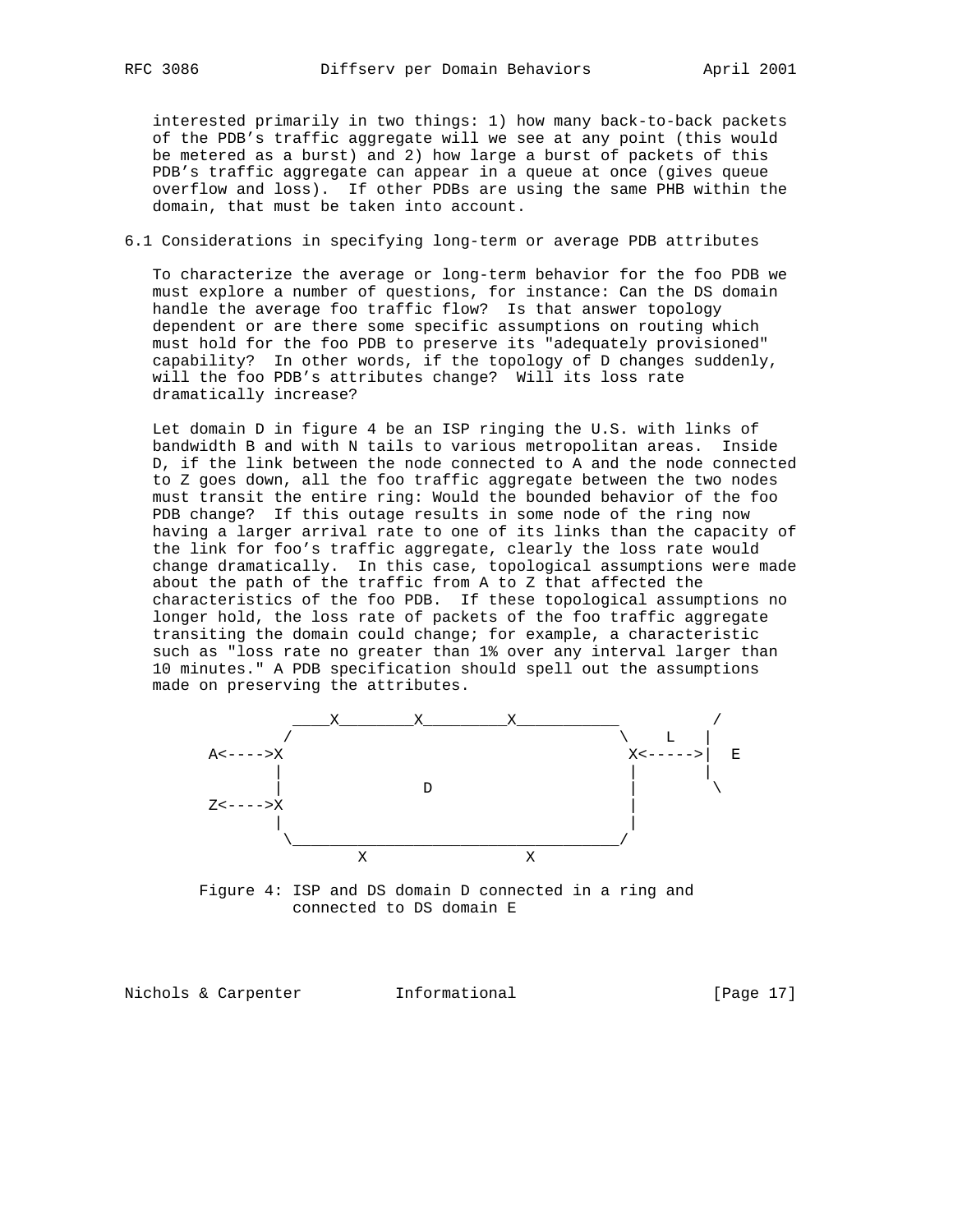interested primarily in two things: 1) how many back-to-back packets of the PDB's traffic aggregate will we see at any point (this would be metered as a burst) and 2) how large a burst of packets of this PDB's traffic aggregate can appear in a queue at once (gives queue overflow and loss). If other PDBs are using the same PHB within the domain, that must be taken into account.

### 6.1 Considerations in specifying long-term or average PDB attributes

To characterize the average or long-term behavior for the foo PDB we must explore a number of questions, for instance: Can the DS domain handle the average foo traffic flow? Is that answer topology dependent or are there some specific assumptions on routing which must hold for the foo PDB to preserve its "adequately provisioned" capability? In other words, if the topology of D changes suddenly, will the foo PDB's attributes change? Will its loss rate dramatically increase?

Let domain D in figure 4 be an ISP ringing the U.S. with links of bandwidth B and with N tails to various metropolitan areas. Inside D, if the link between the node connected to A and the node connected to Z goes down, all the foo traffic aggregate between the two nodes must transit the entire ring: Would the bounded behavior of the foo PDB change? If this outage results in some node of the ring now having a larger arrival rate to one of its links than the capacity of the link for foo's traffic aggregate, clearly the loss rate would change dramatically. In this case, topological assumptions were made about the path of the traffic from A to Z that affected the characteristics of the foo PDB. If these topological assumptions no longer hold, the loss rate of packets of the foo traffic aggregate transiting the domain could change; for example, a characteristic such as "loss rate no greater than 1% over any interval larger than 10 minutes." A PDB specification should spell out the assumptions made on preserving the attributes.

```
             ____X________X_________X___________        /
            /                                   \    L   |
     A<---->X                                    X<----->|  E
           |                                    |        |
           |              D                     |         \
     Z<---->X                                    |
           |                                    |
            \__________________________________/
                   X                 X
```

Figure 4: ISP and DS domain D connected in a ring and connected to DS domain E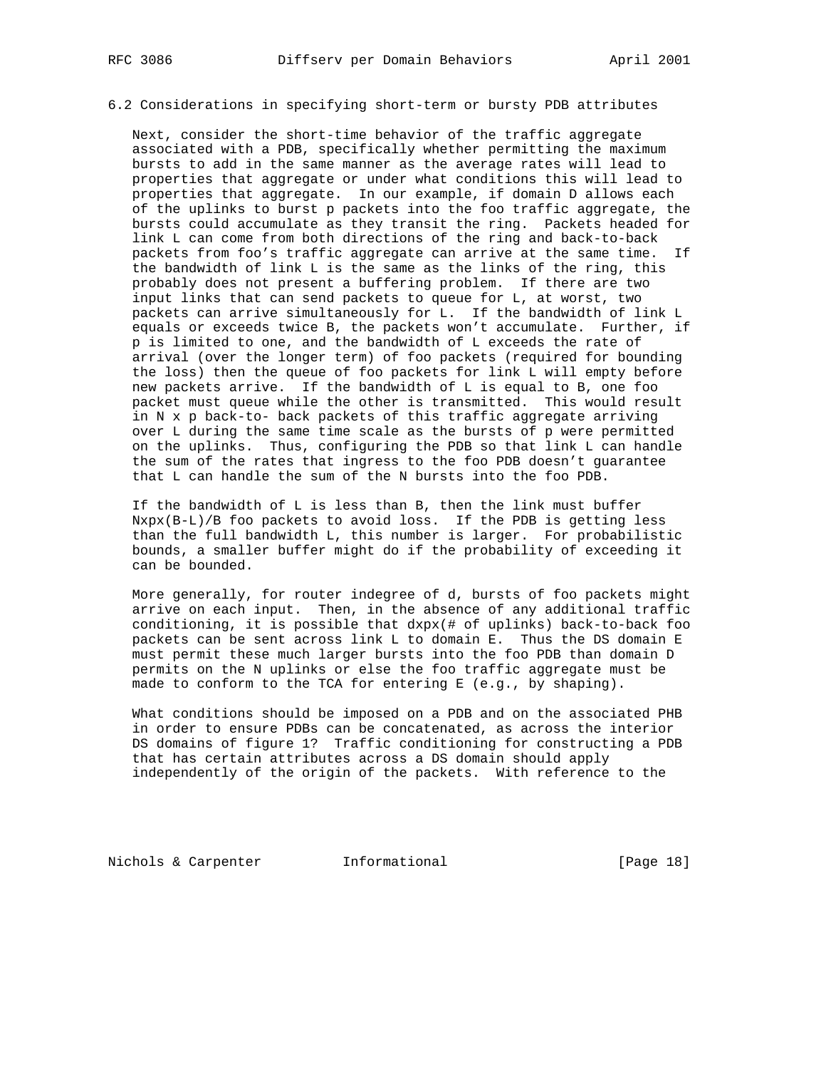### 6.2 Considerations in specifying short-term or bursty PDB attributes

Next, consider the short-time behavior of the traffic aggregate associated with a PDB, specifically whether permitting the maximum bursts to add in the same manner as the average rates will lead to properties that aggregate or under what conditions this will lead to properties that aggregate. In our example, if domain D allows each of the uplinks to burst p packets into the foo traffic aggregate, the bursts could accumulate as they transit the ring. Packets headed for link L can come from both directions of the ring and back-to-back packets from foo's traffic aggregate can arrive at the same time. If the bandwidth of link L is the same as the links of the ring, this probably does not present a buffering problem. If there are two input links that can send packets to queue for L, at worst, two packets can arrive simultaneously for L. If the bandwidth of link L equals or exceeds twice B, the packets won't accumulate. Further, if p is limited to one, and the bandwidth of L exceeds the rate of arrival (over the longer term) of foo packets (required for bounding the loss) then the queue of foo packets for link L will empty before new packets arrive. If the bandwidth of L is equal to B, one foo packet must queue while the other is transmitted. This would result in N x p back-to- back packets of this traffic aggregate arriving over L during the same time scale as the bursts of p were permitted on the uplinks. Thus, configuring the PDB so that link L can handle the sum of the rates that ingress to the foo PDB doesn't guarantee that L can handle the sum of the N bursts into the foo PDB.

If the bandwidth of L is less than B, then the link must buffer Nxpx(B-L)/B foo packets to avoid loss. If the PDB is getting less than the full bandwidth L, this number is larger. For probabilistic bounds, a smaller buffer might do if the probability of exceeding it can be bounded.

More generally, for router indegree of d, bursts of foo packets might arrive on each input. Then, in the absence of any additional traffic conditioning, it is possible that dxpx(# of uplinks) back-to-back foo packets can be sent across link L to domain E. Thus the DS domain E must permit these much larger bursts into the foo PDB than domain D permits on the N uplinks or else the foo traffic aggregate must be made to conform to the TCA for entering E (e.g., by shaping).

What conditions should be imposed on a PDB and on the associated PHB in order to ensure PDBs can be concatenated, as across the interior DS domains of figure 1? Traffic conditioning for constructing a PDB that has certain attributes across a DS domain should apply independently of the origin of the packets. With reference to the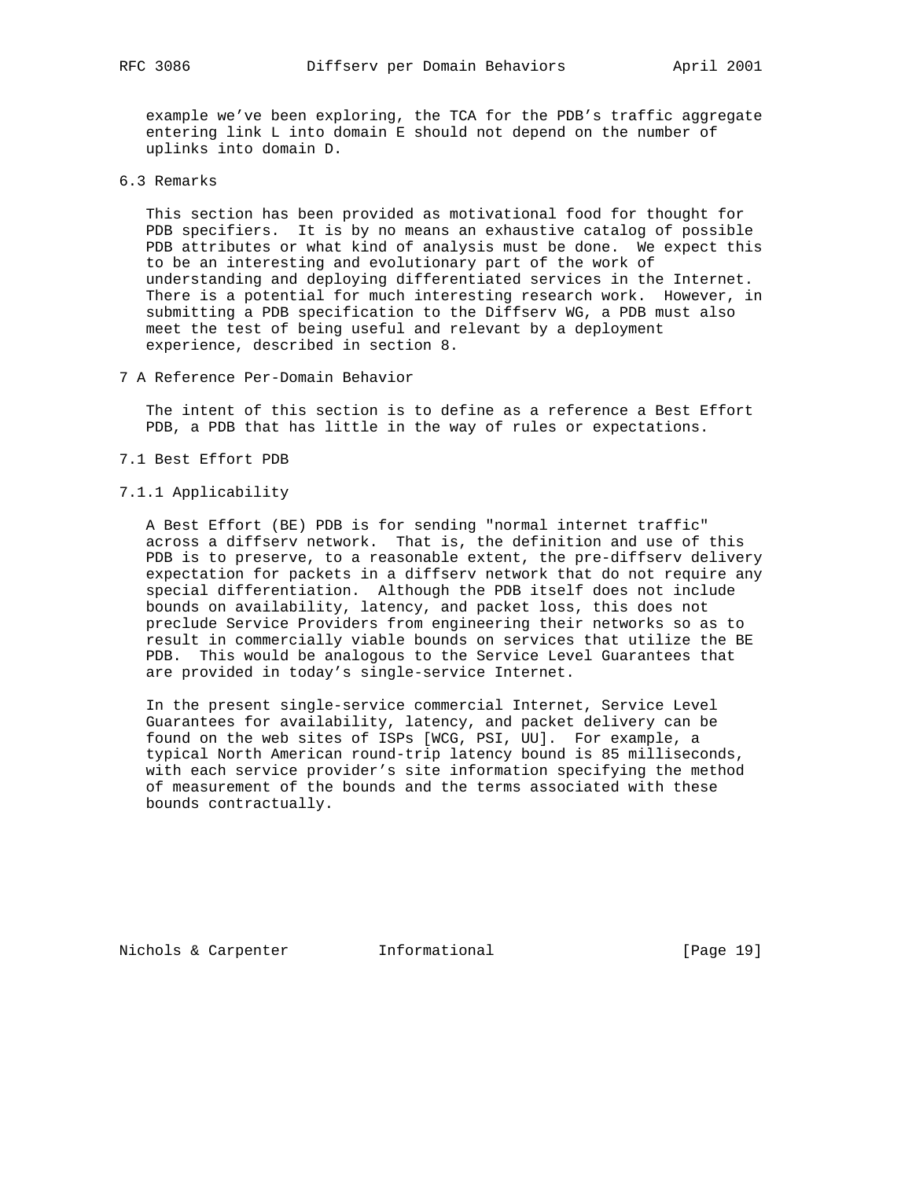example we've been exploring, the TCA for the PDB's traffic aggregate entering link L into domain E should not depend on the number of uplinks into domain D.

### 6.3 Remarks

This section has been provided as motivational food for thought for PDB specifiers. It is by no means an exhaustive catalog of possible PDB attributes or what kind of analysis must be done. We expect this to be an interesting and evolutionary part of the work of understanding and deploying differentiated services in the Internet. There is a potential for much interesting research work. However, in submitting a PDB specification to the Diffserv WG, a PDB must also meet the test of being useful and relevant by a deployment experience, described in section 8.

## 7 A Reference Per-Domain Behavior

The intent of this section is to define as a reference a Best Effort PDB, a PDB that has little in the way of rules or expectations.

### 7.1 Best Effort PDB

#### 7.1.1 Applicability

A Best Effort (BE) PDB is for sending "normal internet traffic" across a diffserv network. That is, the definition and use of this PDB is to preserve, to a reasonable extent, the pre-diffserv delivery expectation for packets in a diffserv network that do not require any special differentiation. Although the PDB itself does not include bounds on availability, latency, and packet loss, this does not preclude Service Providers from engineering their networks so as to result in commercially viable bounds on services that utilize the BE PDB. This would be analogous to the Service Level Guarantees that are provided in today's single-service Internet.

In the present single-service commercial Internet, Service Level Guarantees for availability, latency, and packet delivery can be found on the web sites of ISPs [WCG, PSI, UU]. For example, a typical North American round-trip latency bound is 85 milliseconds, with each service provider's site information specifying the method of measurement of the bounds and the terms associated with these bounds contractually.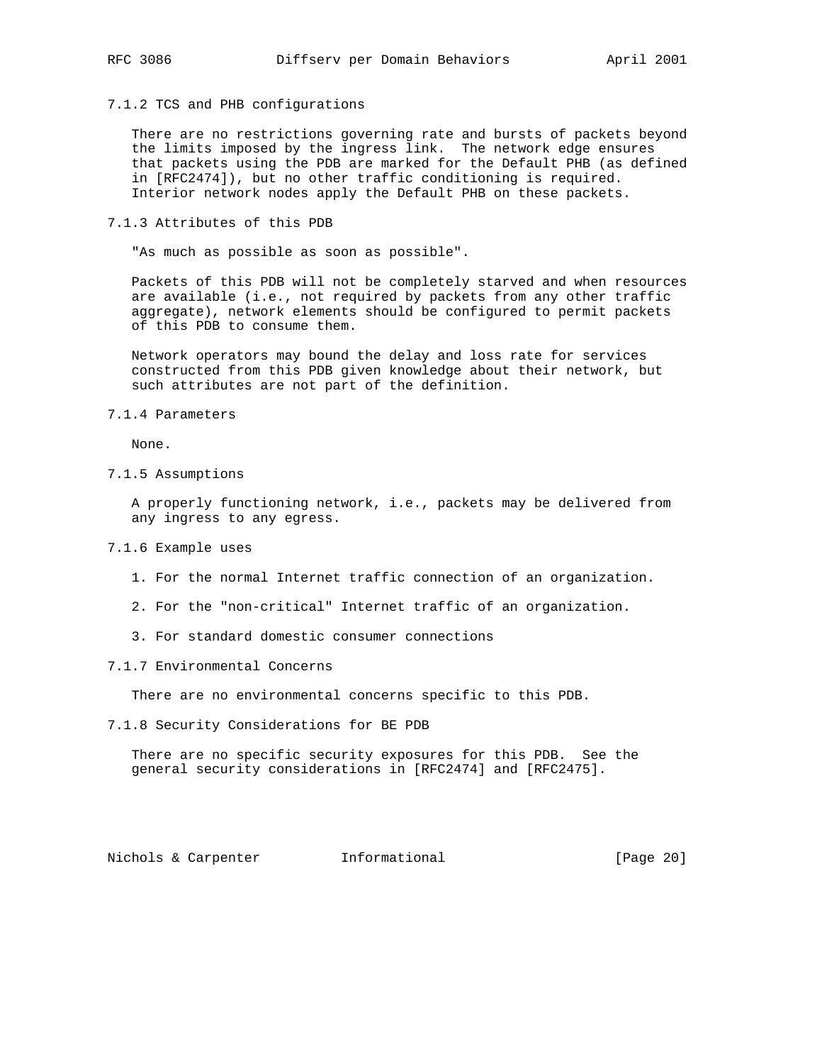#### 7.1.2 TCS and PHB configurations

There are no restrictions governing rate and bursts of packets beyond the limits imposed by the ingress link. The network edge ensures that packets using the PDB are marked for the Default PHB (as defined in [RFC2474]), but no other traffic conditioning is required. Interior network nodes apply the Default PHB on these packets.

#### 7.1.3 Attributes of this PDB

"As much as possible as soon as possible".

Packets of this PDB will not be completely starved and when resources are available (i.e., not required by packets from any other traffic aggregate), network elements should be configured to permit packets of this PDB to consume them.

Network operators may bound the delay and loss rate for services constructed from this PDB given knowledge about their network, but such attributes are not part of the definition.

#### 7.1.4 Parameters

None.

#### 7.1.5 Assumptions

A properly functioning network, i.e., packets may be delivered from any ingress to any egress.

#### 7.1.6 Example uses

1. For the normal Internet traffic connection of an organization.

2. For the "non-critical" Internet traffic of an organization.

3. For standard domestic consumer connections

#### 7.1.7 Environmental Concerns

There are no environmental concerns specific to this PDB.

#### 7.1.8 Security Considerations for BE PDB

There are no specific security exposures for this PDB. See the general security considerations in [RFC2474] and [RFC2475].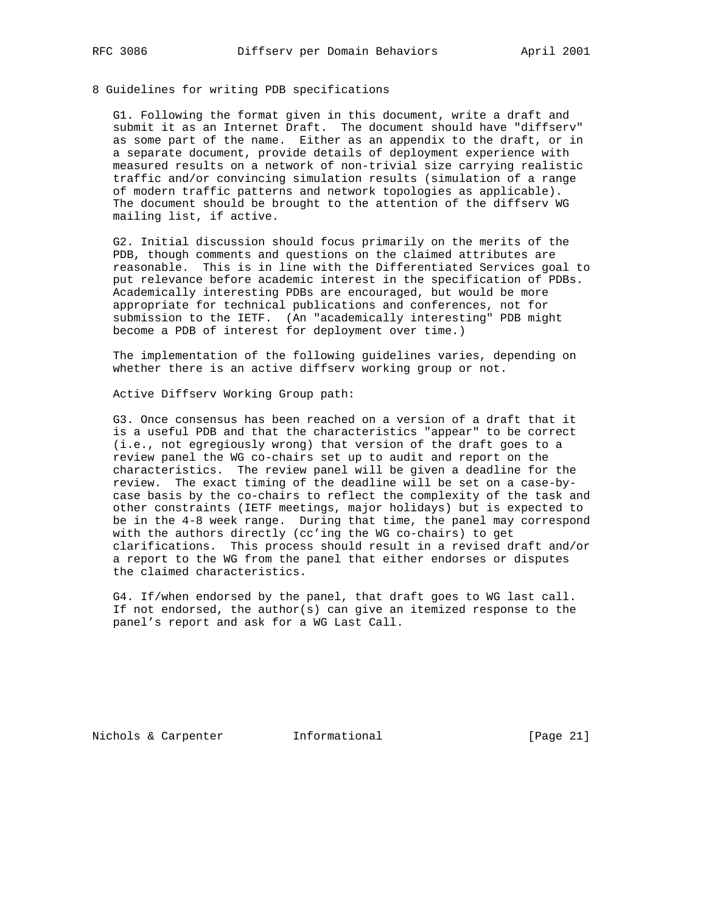## 8 Guidelines for writing PDB specifications

G1. Following the format given in this document, write a draft and submit it as an Internet Draft. The document should have "diffserv" as some part of the name. Either as an appendix to the draft, or in a separate document, provide details of deployment experience with measured results on a network of non-trivial size carrying realistic traffic and/or convincing simulation results (simulation of a range of modern traffic patterns and network topologies as applicable). The document should be brought to the attention of the diffserv WG mailing list, if active.

G2. Initial discussion should focus primarily on the merits of the PDB, though comments and questions on the claimed attributes are reasonable. This is in line with the Differentiated Services goal to put relevance before academic interest in the specification of PDBs. Academically interesting PDBs are encouraged, but would be more appropriate for technical publications and conferences, not for submission to the IETF. (An "academically interesting" PDB might become a PDB of interest for deployment over time.)

The implementation of the following guidelines varies, depending on whether there is an active diffserv working group or not.

Active Diffserv Working Group path:

G3. Once consensus has been reached on a version of a draft that it is a useful PDB and that the characteristics "appear" to be correct (i.e., not egregiously wrong) that version of the draft goes to a review panel the WG co-chairs set up to audit and report on the characteristics. The review panel will be given a deadline for the review. The exact timing of the deadline will be set on a case-by-case basis by the co-chairs to reflect the complexity of the task and other constraints (IETF meetings, major holidays) but is expected to be in the 4-8 week range. During that time, the panel may correspond with the authors directly (cc'ing the WG co-chairs) to get clarifications. This process should result in a revised draft and/or a report to the WG from the panel that either endorses or disputes the claimed characteristics.

G4. If/when endorsed by the panel, that draft goes to WG last call. If not endorsed, the author(s) can give an itemized response to the panel's report and ask for a WG Last Call.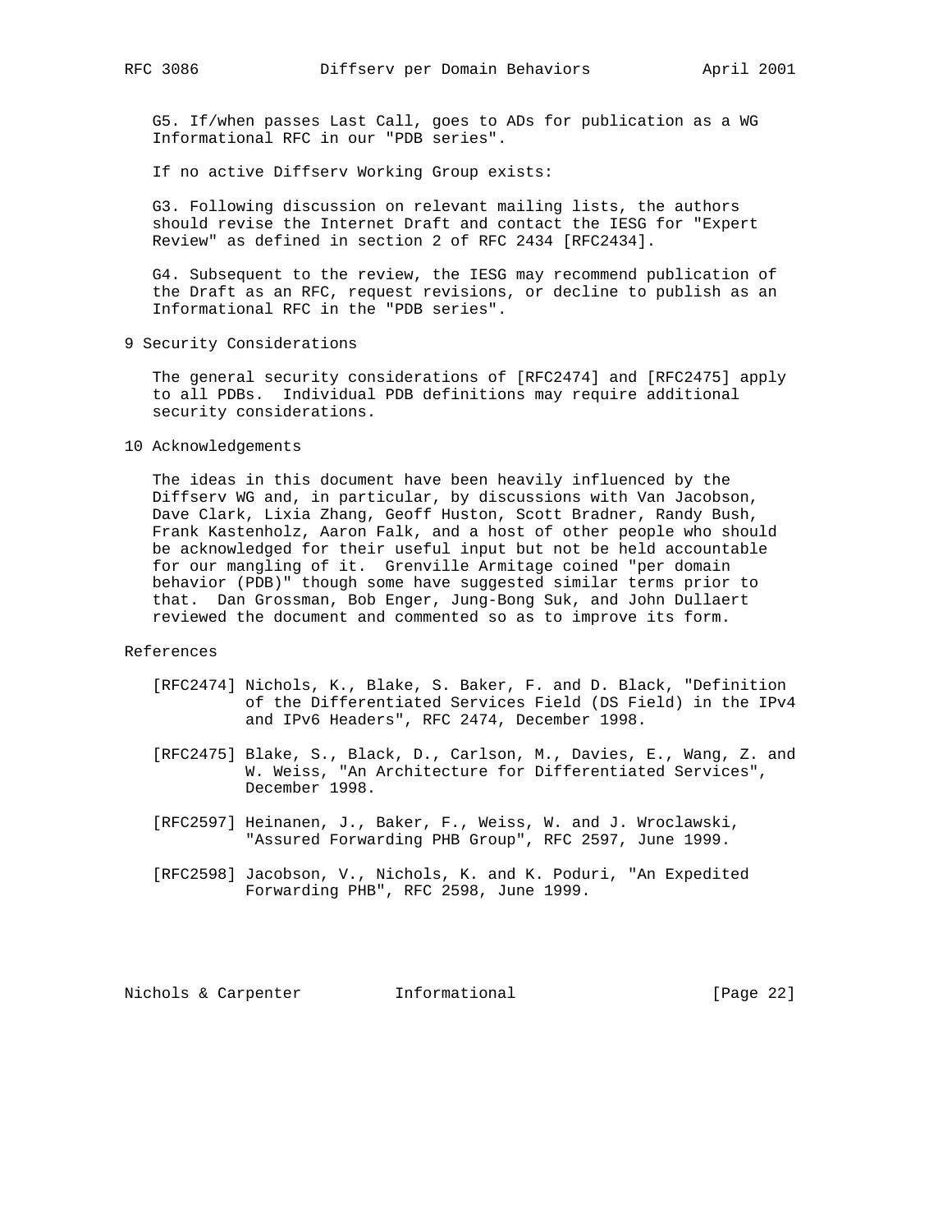G5. If/when passes Last Call, goes to ADs for publication as a WG Informational RFC in our "PDB series".

If no active Diffserv Working Group exists:

G3. Following discussion on relevant mailing lists, the authors should revise the Internet Draft and contact the IESG for "Expert Review" as defined in section 2 of RFC 2434 [RFC2434].

G4. Subsequent to the review, the IESG may recommend publication of the Draft as an RFC, request revisions, or decline to publish as an Informational RFC in the "PDB series".

## 9 Security Considerations

The general security considerations of [RFC2474] and [RFC2475] apply to all PDBs. Individual PDB definitions may require additional security considerations.

## 10 Acknowledgements

The ideas in this document have been heavily influenced by the Diffserv WG and, in particular, by discussions with Van Jacobson, Dave Clark, Lixia Zhang, Geoff Huston, Scott Bradner, Randy Bush, Frank Kastenholz, Aaron Falk, and a host of other people who should be acknowledged for their useful input but not be held accountable for our mangling of it. Grenville Armitage coined "per domain behavior (PDB)" though some have suggested similar terms prior to that. Dan Grossman, Bob Enger, Jung-Bong Suk, and John Dullaert reviewed the document and commented so as to improve its form.

## References

[RFC2474] Nichols, K., Blake, S. Baker, F. and D. Black, "Definition of the Differentiated Services Field (DS Field) in the IPv4 and IPv6 Headers", RFC 2474, December 1998.

[RFC2475] Blake, S., Black, D., Carlson, M., Davies, E., Wang, Z. and W. Weiss, "An Architecture for Differentiated Services", December 1998.

[RFC2597] Heinanen, J., Baker, F., Weiss, W. and J. Wroclawski, "Assured Forwarding PHB Group", RFC 2597, June 1999.

[RFC2598] Jacobson, V., Nichols, K. and K. Poduri, "An Expedited Forwarding PHB", RFC 2598, June 1999.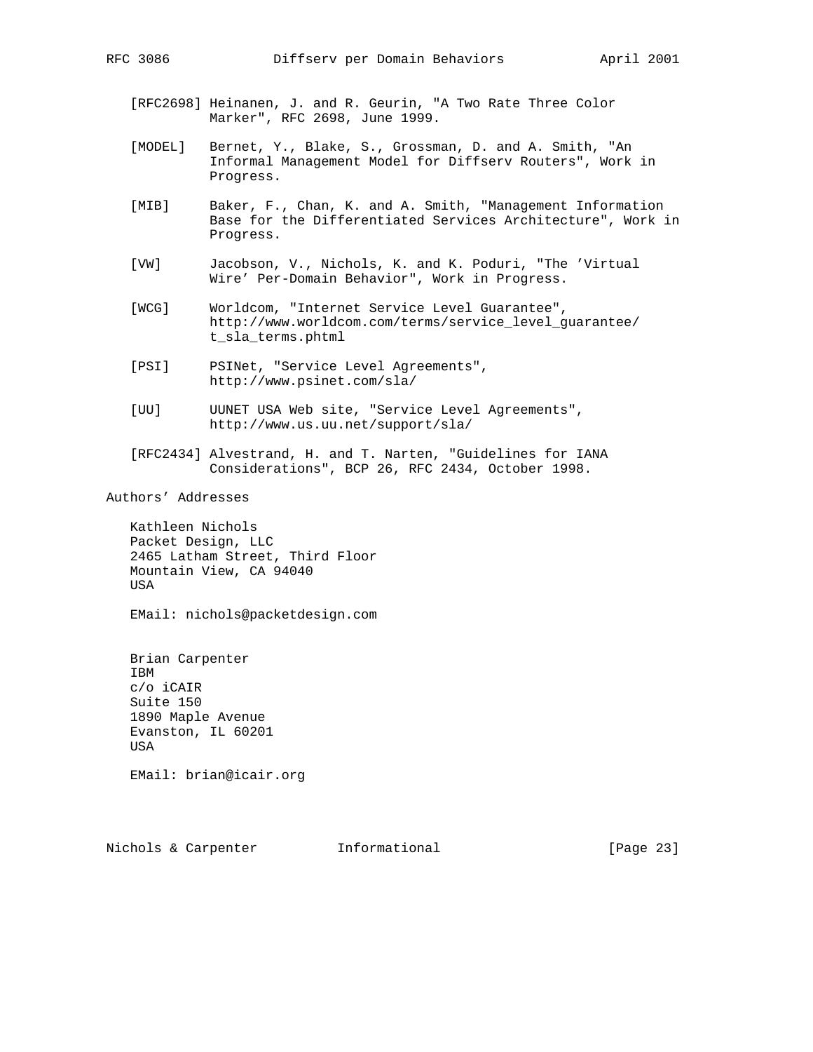[RFC2698] Heinanen, J. and R. Geurin, "A Two Rate Three Color Marker", RFC 2698, June 1999.

[MODEL] Bernet, Y., Blake, S., Grossman, D. and A. Smith, "An Informal Management Model for Diffserv Routers", Work in Progress.

[MIB] Baker, F., Chan, K. and A. Smith, "Management Information Base for the Differentiated Services Architecture", Work in Progress.

[VW] Jacobson, V., Nichols, K. and K. Poduri, "The 'Virtual Wire' Per-Domain Behavior", Work in Progress.

[WCG] Worldcom, "Internet Service Level Guarantee", http://www.worldcom.com/terms/service_level_guarantee/t_sla_terms.phtml

[PSI] PSINet, "Service Level Agreements", http://www.psinet.com/sla/

[UU] UUNET USA Web site, "Service Level Agreements", http://www.us.uu.net/support/sla/

[RFC2434] Alvestrand, H. and T. Narten, "Guidelines for IANA Considerations", BCP 26, RFC 2434, October 1998.

## Authors' Addresses

Kathleen Nichols
Packet Design, LLC
2465 Latham Street, Third Floor
Mountain View, CA 94040
USA

EMail: nichols@packetdesign.com

Brian Carpenter
IBM
c/o iCAIR
Suite 150
1890 Maple Avenue
Evanston, IL 60201
USA

EMail: brian@icair.org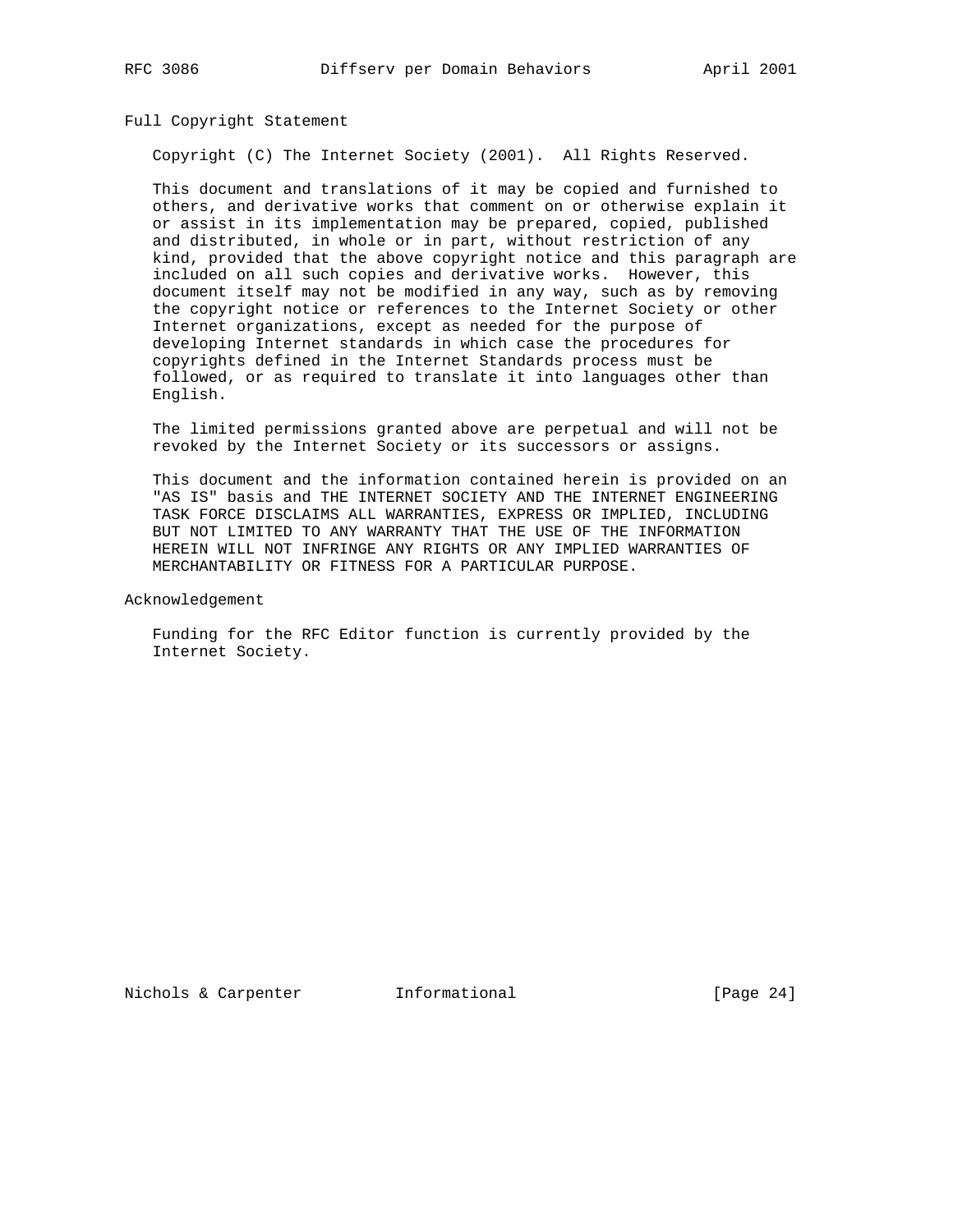## Full Copyright Statement

Copyright (C) The Internet Society (2001). All Rights Reserved.

This document and translations of it may be copied and furnished to others, and derivative works that comment on or otherwise explain it or assist in its implementation may be prepared, copied, published and distributed, in whole or in part, without restriction of any kind, provided that the above copyright notice and this paragraph are included on all such copies and derivative works. However, this document itself may not be modified in any way, such as by removing the copyright notice or references to the Internet Society or other Internet organizations, except as needed for the purpose of developing Internet standards in which case the procedures for copyrights defined in the Internet Standards process must be followed, or as required to translate it into languages other than English.

The limited permissions granted above are perpetual and will not be revoked by the Internet Society or its successors or assigns.

This document and the information contained herein is provided on an "AS IS" basis and THE INTERNET SOCIETY AND THE INTERNET ENGINEERING TASK FORCE DISCLAIMS ALL WARRANTIES, EXPRESS OR IMPLIED, INCLUDING BUT NOT LIMITED TO ANY WARRANTY THAT THE USE OF THE INFORMATION HEREIN WILL NOT INFRINGE ANY RIGHTS OR ANY IMPLIED WARRANTIES OF MERCHANTABILITY OR FITNESS FOR A PARTICULAR PURPOSE.

## Acknowledgement

Funding for the RFC Editor function is currently provided by the Internet Society.